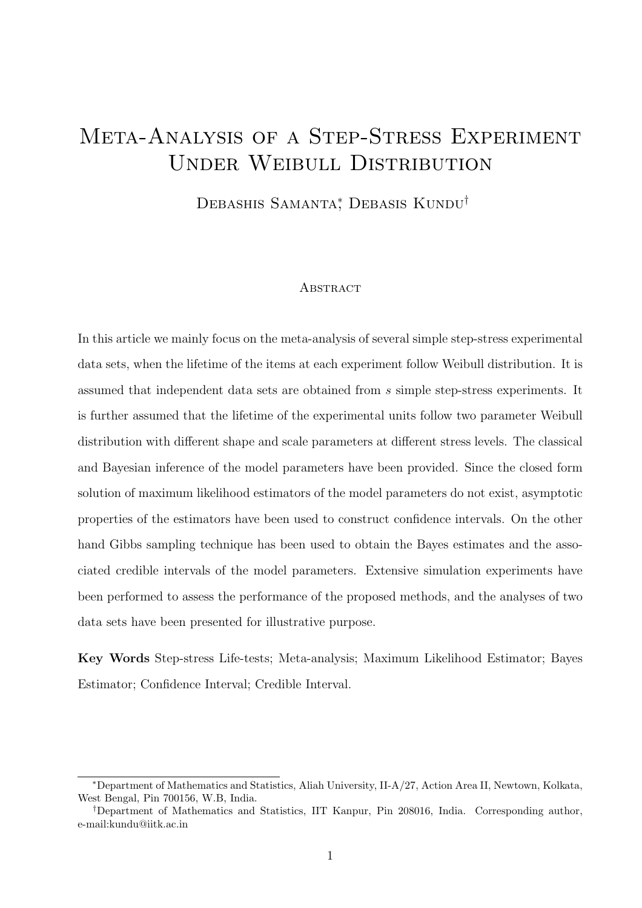# Meta-Analysis of a Step-Stress Experiment Under Weibull Distribution

Debashis Samanta[*], Debasis Kundu[†]

## Abstract

In this article we mainly focus on the meta-analysis of several simple step-stress experimental data sets, when the lifetime of the items at each experiment follow Weibull distribution. It is assumed that independent data sets are obtained from $s$ simple step-stress experiments. It is further assumed that the lifetime of the experimental units follow two parameter Weibull distribution with different shape and scale parameters at different stress levels. The classical and Bayesian inference of the model parameters have been provided. Since the closed form solution of maximum likelihood estimators of the model parameters do not exist, asymptotic properties of the estimators have been used to construct confidence intervals. On the other hand Gibbs sampling technique has been used to obtain the Bayes estimates and the associated credible intervals of the model parameters. Extensive simulation experiments have been performed to assess the performance of the proposed methods, and the analyses of two data sets have been presented for illustrative purpose.

**Key Words** Step-stress Life-tests; Meta-analysis; Maximum Likelihood Estimator; Bayes Estimator; Confidence Interval; Credible Interval.

---

[*] Department of Mathematics and Statistics, Aliah University, II-A/27, Action Area II, Newtown, Kolkata, West Bengal, Pin 700156, W.B, India.

[†] Department of Mathematics and Statistics, IIT Kanpur, Pin 208016, India. Corresponding author, e-mail:kundu@iitk.ac.in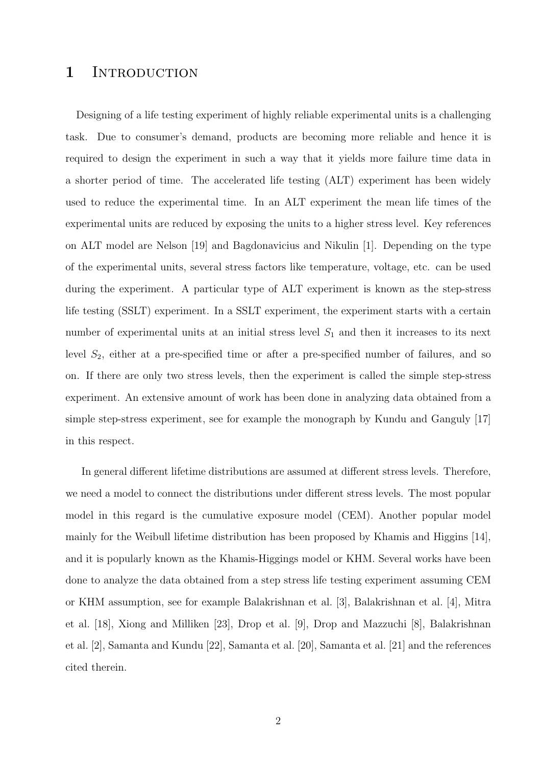# 1 Introduction

Designing of a life testing experiment of highly reliable experimental units is a challenging task. Due to consumer's demand, products are becoming more reliable and hence it is required to design the experiment in such a way that it yields more failure time data in a shorter period of time. The accelerated life testing (ALT) experiment has been widely used to reduce the experimental time. In an ALT experiment the mean life times of the experimental units are reduced by exposing the units to a higher stress level. Key references on ALT model are Nelson [19] and Bagdonavicius and Nikulin [1]. Depending on the type of the experimental units, several stress factors like temperature, voltage, etc. can be used during the experiment. A particular type of ALT experiment is known as the step-stress life testing (SSLT) experiment. In a SSLT experiment, the experiment starts with a certain number of experimental units at an initial stress level $S_1$ and then it increases to its next level $S_2$, either at a pre-specified time or after a pre-specified number of failures, and so on. If there are only two stress levels, then the experiment is called the simple step-stress experiment. An extensive amount of work has been done in analyzing data obtained from a simple step-stress experiment, see for example the monograph by Kundu and Ganguly [17] in this respect.

In general different lifetime distributions are assumed at different stress levels. Therefore, we need a model to connect the distributions under different stress levels. The most popular model in this regard is the cumulative exposure model (CEM). Another popular model mainly for the Weibull lifetime distribution has been proposed by Khamis and Higgins [14], and it is popularly known as the Khamis-Higgings model or KHM. Several works have been done to analyze the data obtained from a step stress life testing experiment assuming CEM or KHM assumption, see for example Balakrishnan et al. [3], Balakrishnan et al. [4], Mitra et al. [18], Xiong and Milliken [23], Drop et al. [9], Drop and Mazzuchi [8], Balakrishnan et al. [2], Samanta and Kundu [22], Samanta et al. [20], Samanta et al. [21] and the references cited therein.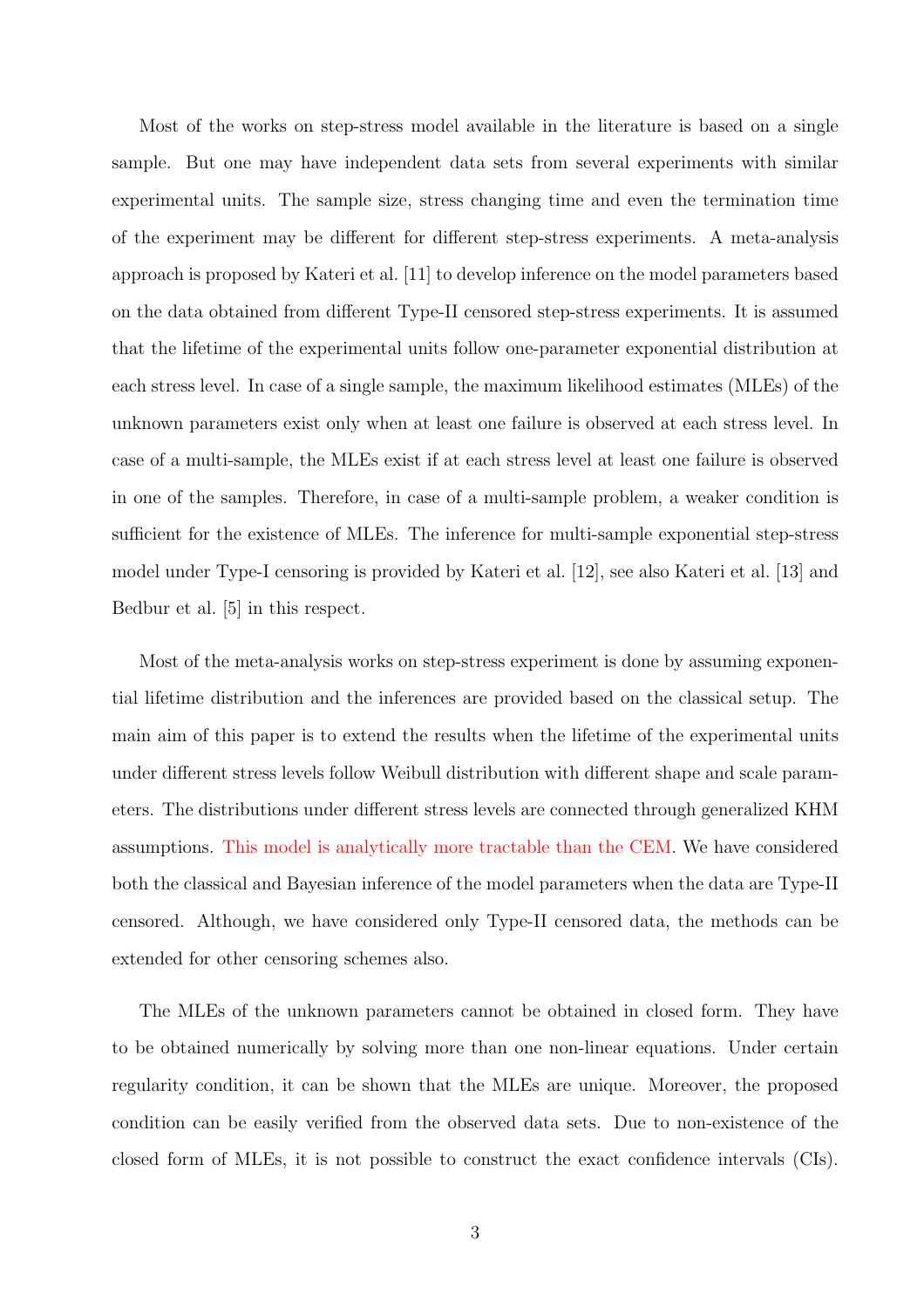Most of the works on step-stress model available in the literature is based on a single sample. But one may have independent data sets from several experiments with similar experimental units. The sample size, stress changing time and even the termination time of the experiment may be different for different step-stress experiments. A meta-analysis approach is proposed by Kateri et al. [11] to develop inference on the model parameters based on the data obtained from different Type-II censored step-stress experiments. It is assumed that the lifetime of the experimental units follow one-parameter exponential distribution at each stress level. In case of a single sample, the maximum likelihood estimates (MLEs) of the unknown parameters exist only when at least one failure is observed at each stress level. In case of a multi-sample, the MLEs exist if at each stress level at least one failure is observed in one of the samples. Therefore, in case of a multi-sample problem, a weaker condition is sufficient for the existence of MLEs. The inference for multi-sample exponential step-stress model under Type-I censoring is provided by Kateri et al. [12], see also Kateri et al. [13] and Bedbur et al. [5] in this respect.

Most of the meta-analysis works on step-stress experiment is done by assuming exponential lifetime distribution and the inferences are provided based on the classical setup. The main aim of this paper is to extend the results when the lifetime of the experimental units under different stress levels follow Weibull distribution with different shape and scale parameters. The distributions under different stress levels are connected through generalized KHM assumptions. This model is analytically more tractable than the CEM. We have considered both the classical and Bayesian inference of the model parameters when the data are Type-II censored. Although, we have considered only Type-II censored data, the methods can be extended for other censoring schemes also.

The MLEs of the unknown parameters cannot be obtained in closed form. They have to be obtained numerically by solving more than one non-linear equations. Under certain regularity condition, it can be shown that the MLEs are unique. Moreover, the proposed condition can be easily verified from the observed data sets. Due to non-existence of the closed form of MLEs, it is not possible to construct the exact confidence intervals (CIs).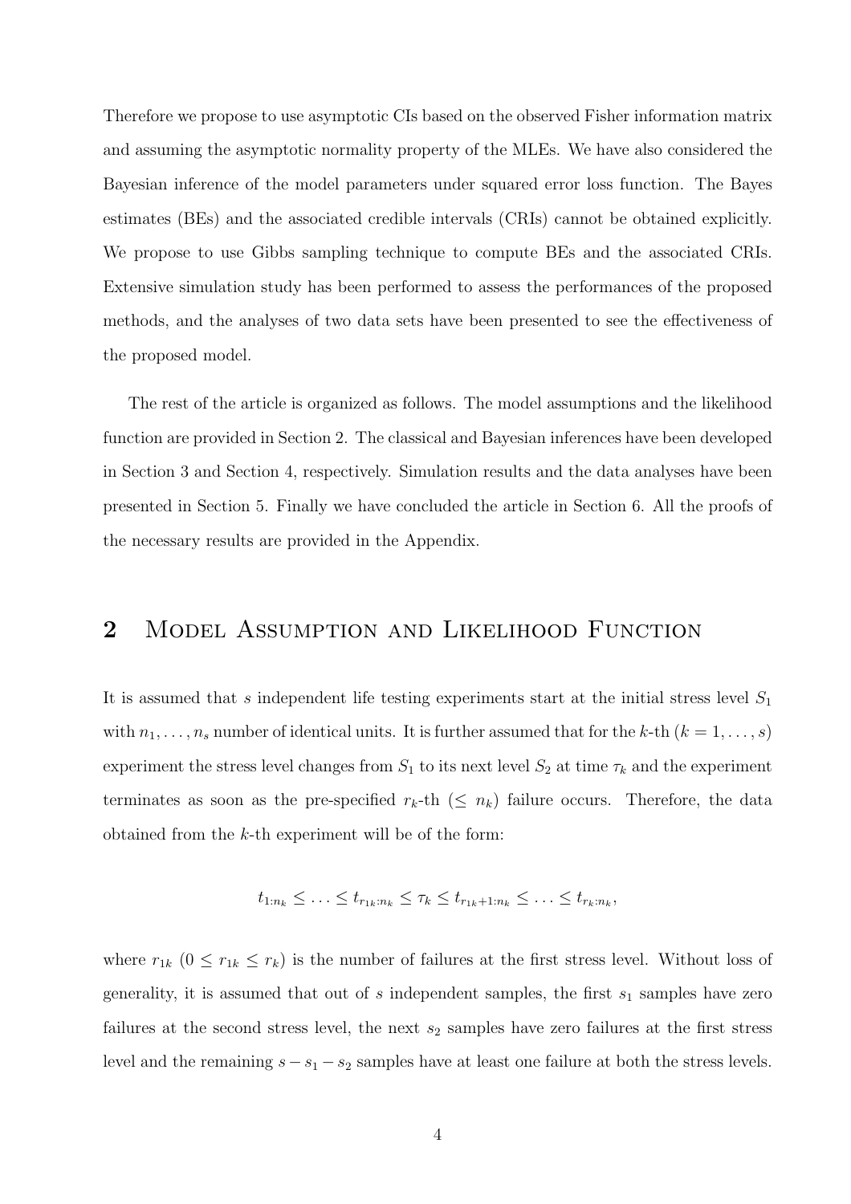Therefore we propose to use asymptotic CIs based on the observed Fisher information matrix and assuming the asymptotic normality property of the MLEs. We have also considered the Bayesian inference of the model parameters under squared error loss function. The Bayes estimates (BEs) and the associated credible intervals (CRIs) cannot be obtained explicitly. We propose to use Gibbs sampling technique to compute BEs and the associated CRIs. Extensive simulation study has been performed to assess the performances of the proposed methods, and the analyses of two data sets have been presented to see the effectiveness of the proposed model.

The rest of the article is organized as follows. The model assumptions and the likelihood function are provided in Section 2. The classical and Bayesian inferences have been developed in Section 3 and Section 4, respectively. Simulation results and the data analyses have been presented in Section 5. Finally we have concluded the article in Section 6. All the proofs of the necessary results are provided in the Appendix.

## 2 Model Assumption and Likelihood Function

It is assumed that $s$ independent life testing experiments start at the initial stress level $S_1$ with $n_1, \ldots, n_s$ number of identical units. It is further assumed that for the $k$-th $(k = 1, \ldots, s)$ experiment the stress level changes from $S_1$ to its next level $S_2$ at time $\tau_k$ and the experiment terminates as soon as the pre-specified $r_k$-th $(\leq n_k)$ failure occurs. Therefore, the data obtained from the $k$-th experiment will be of the form:

$$t_{1:n_k} \leq \ldots \leq t_{r_{1k}:n_k} \leq \tau_k \leq t_{r_{1k}+1:n_k} \leq \ldots \leq t_{r_k:n_k},$$

where $r_{1k}$ $(0 \leq r_{1k} \leq r_k)$ is the number of failures at the first stress level. Without loss of generality, it is assumed that out of $s$ independent samples, the first $s_1$ samples have zero failures at the second stress level, the next $s_2$ samples have zero failures at the first stress level and the remaining $s - s_1 - s_2$ samples have at least one failure at both the stress levels.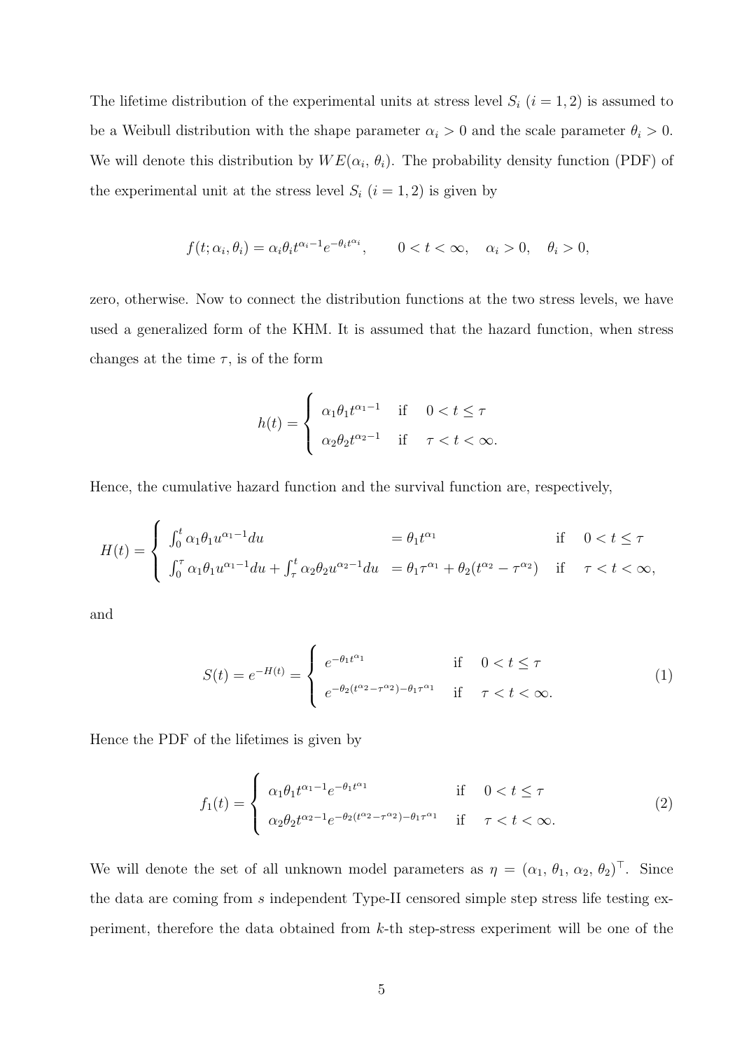The lifetime distribution of the experimental units at stress level $S_i$ $(i = 1, 2)$ is assumed to be a Weibull distribution with the shape parameter $\alpha_i > 0$ and the scale parameter $\theta_i > 0$. We will denote this distribution by $WE(\alpha_i,\, \theta_i)$. The probability density function (PDF) of the experimental unit at the stress level $S_i$ $(i = 1, 2)$ is given by

$$f(t; \alpha_i, \theta_i) = \alpha_i \theta_i t^{\alpha_i - 1} e^{-\theta_i t^{\alpha_i}}, \qquad 0 < t < \infty, \quad \alpha_i > 0, \quad \theta_i > 0,$$

zero, otherwise. Now to connect the distribution functions at the two stress levels, we have used a generalized form of the KHM. It is assumed that the hazard function, when stress changes at the time $\tau$, is of the form

$$h(t) = \begin{cases} \alpha_1 \theta_1 t^{\alpha_1 - 1} & \text{if} \quad 0 < t \leq \tau \\ \alpha_2 \theta_2 t^{\alpha_2 - 1} & \text{if} \quad \tau < t < \infty. \end{cases}$$

Hence, the cumulative hazard function and the survival function are, respectively,

$$H(t) = \begin{cases} \int_0^t \alpha_1 \theta_1 u^{\alpha_1 - 1} du & = \theta_1 t^{\alpha_1} & \text{if} \quad 0 < t \leq \tau \\ \int_0^\tau \alpha_1 \theta_1 u^{\alpha_1 - 1} du + \int_\tau^t \alpha_2 \theta_2 u^{\alpha_2 - 1} du & = \theta_1 \tau^{\alpha_1} + \theta_2 (t^{\alpha_2} - \tau^{\alpha_2}) & \text{if} \quad \tau < t < \infty, \end{cases}$$

and

$$S(t) = e^{-H(t)} = \begin{cases} e^{-\theta_1 t^{\alpha_1}} & \text{if} \quad 0 < t \leq \tau \\ e^{-\theta_2 (t^{\alpha_2} - \tau^{\alpha_2}) - \theta_1 \tau^{\alpha_1}} & \text{if} \quad \tau < t < \infty. \end{cases} \tag{1}$$

Hence the PDF of the lifetimes is given by

$$f_1(t) = \begin{cases} \alpha_1 \theta_1 t^{\alpha_1 - 1} e^{-\theta_1 t^{\alpha_1}} & \text{if} \quad 0 < t \leq \tau \\ \alpha_2 \theta_2 t^{\alpha_2 - 1} e^{-\theta_2 (t^{\alpha_2} - \tau^{\alpha_2}) - \theta_1 \tau^{\alpha_1}} & \text{if} \quad \tau < t < \infty. \end{cases} \tag{2}$$

We will denote the set of all unknown model parameters as $\eta = (\alpha_1,\, \theta_1,\, \alpha_2,\, \theta_2)^\top$. Since the data are coming from $s$ independent Type-II censored simple step stress life testing experiment, therefore the data obtained from $k$-th step-stress experiment will be one of the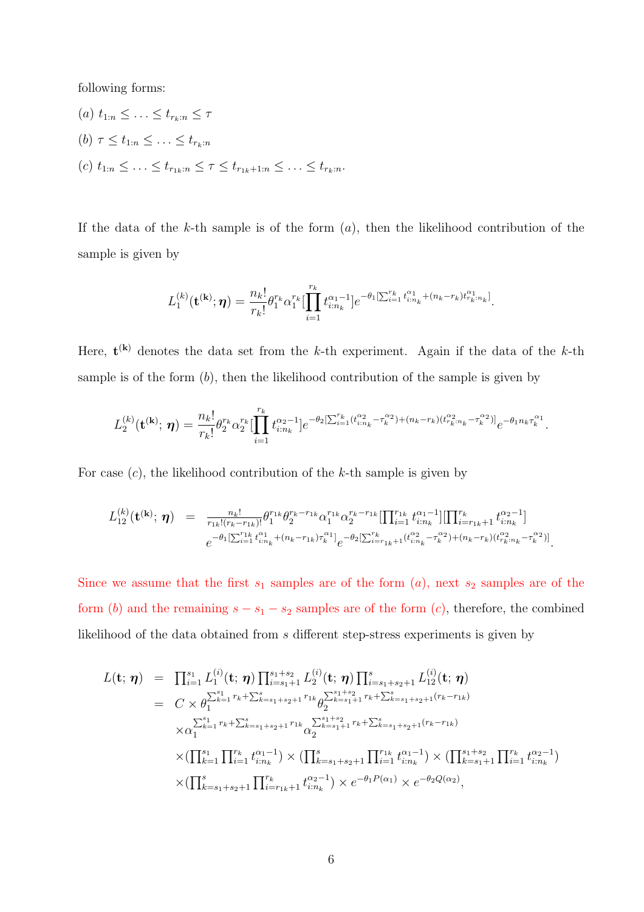following forms:

$(a)$ $t_{1:n} \leq \ldots \leq t_{r_k:n} \leq \tau$

$(b)$ $\tau \leq t_{1:n} \leq \ldots \leq t_{r_k:n}$

$(c)$ $t_{1:n} \leq \ldots \leq t_{r_{1k}:n} \leq \tau \leq t_{r_{1k}+1:n} \leq \ldots \leq t_{r_k:n}$.

If the data of the $k$-th sample is of the form $(a)$, then the likelihood contribution of the sample is given by

$$L_1^{(k)}(\mathbf{t^{(k)}}; \boldsymbol{\eta}) = \frac{n_k!}{r_k!}\theta_1^{r_k}\alpha_1^{r_k}[\prod_{i=1}^{r_k} t_{i:n_k}^{\alpha_1-1}]e^{-\theta_1[\sum_{i=1}^{r_k} t_{i:n_k}^{\alpha_1}+(n_k-r_k)t_{r_k:n_k}^{\alpha_1}]}.$$

Here, $\mathbf{t^{(k)}}$ denotes the data set from the $k$-th experiment. Again if the data of the $k$-th sample is of the form $(b)$, then the likelihood contribution of the sample is given by

$$L_2^{(k)}(\mathbf{t^{(k)}};\, \boldsymbol{\eta}) = \frac{n_k!}{r_k!}\theta_2^{r_k}\alpha_2^{r_k}[\prod_{i=1}^{r_k} t_{i:n_k}^{\alpha_2-1}]e^{-\theta_2[\sum_{i=1}^{r_k}(t_{i:n_k}^{\alpha_2}-\tau_k^{\alpha_2})+(n_k-r_k)(t_{r_k:n_k}^{\alpha_2}-\tau_k^{\alpha_2})]}e^{-\theta_1 n_k \tau_k^{\alpha_1}}.$$

For case $(c)$, the likelihood contribution of the $k$-th sample is given by

$$\begin{aligned} L_{12}^{(k)}(\mathbf{t^{(k)}};\, \boldsymbol{\eta}) \;=\; & \frac{n_k!}{r_{1k}!(r_k-r_{1k})!}\theta_1^{r_{1k}}\theta_2^{r_k-r_{1k}}\alpha_1^{r_{1k}}\alpha_2^{r_k-r_{1k}}[\prod_{i=1}^{r_{1k}} t_{i:n_k}^{\alpha_1-1}][\prod_{i=r_{1k}+1}^{r_k} t_{i:n_k}^{\alpha_2-1}] \\ & e^{-\theta_1[\sum_{i=1}^{r_{1k}} t_{i:n_k}^{\alpha_1}+(n_k-r_{1k})\tau_k^{\alpha_1}]}e^{-\theta_2[\sum_{i=r_{1k}+1}^{r_k}(t_{i:n_k}^{\alpha_2}-\tau_k^{\alpha_2})+(n_k-r_k)(t_{r_k:n_k}^{\alpha_2}-\tau_k^{\alpha_2})]}. \end{aligned}$$

Since we assume that the first $s_1$ samples are of the form $(a)$, next $s_2$ samples are of the form $(b)$ and the remaining $s - s_1 - s_2$ samples are of the form $(c)$, therefore, the combined likelihood of the data obtained from $s$ different step-stress experiments is given by

$$\begin{aligned} L(\mathbf{t};\, \boldsymbol{\eta}) \;=\; & \prod_{i=1}^{s_1} L_1^{(i)}(\mathbf{t};\, \boldsymbol{\eta}) \prod_{i=s_1+1}^{s_1+s_2} L_2^{(i)}(\mathbf{t};\, \boldsymbol{\eta}) \prod_{i=s_1+s_2+1}^{s} L_{12}^{(i)}(\mathbf{t};\, \boldsymbol{\eta}) \\ =\; & C \times \theta_1^{\sum_{k=1}^{s_1} r_k+\sum_{k=s_1+s_2+1}^{s} r_{1k}}\theta_2^{\sum_{k=s_1+1}^{s_1+s_2} r_k+\sum_{k=s_1+s_2+1}^{s}(r_k-r_{1k})} \\ & \times \alpha_1^{\sum_{k=1}^{s_1} r_k+\sum_{k=s_1+s_2+1}^{s} r_{1k}}\alpha_2^{\sum_{k=s_1+1}^{s_1+s_2} r_k+\sum_{k=s_1+s_2+1}^{s}(r_k-r_{1k})} \\ & \times (\prod_{k=1}^{s_1}\prod_{i=1}^{r_k} t_{i:n_k}^{\alpha_1-1}) \times (\prod_{k=s_1+s_2+1}^{s}\prod_{i=1}^{r_{1k}} t_{i:n_k}^{\alpha_1-1}) \times (\prod_{k=s_1+1}^{s_1+s_2}\prod_{i=1}^{r_k} t_{i:n_k}^{\alpha_2-1}) \\ & \times (\prod_{k=s_1+s_2+1}^{s}\prod_{i=r_{1k}+1}^{r_k} t_{i:n_k}^{\alpha_2-1}) \times e^{-\theta_1 P(\alpha_1)} \times e^{-\theta_2 Q(\alpha_2)}, \end{aligned}$$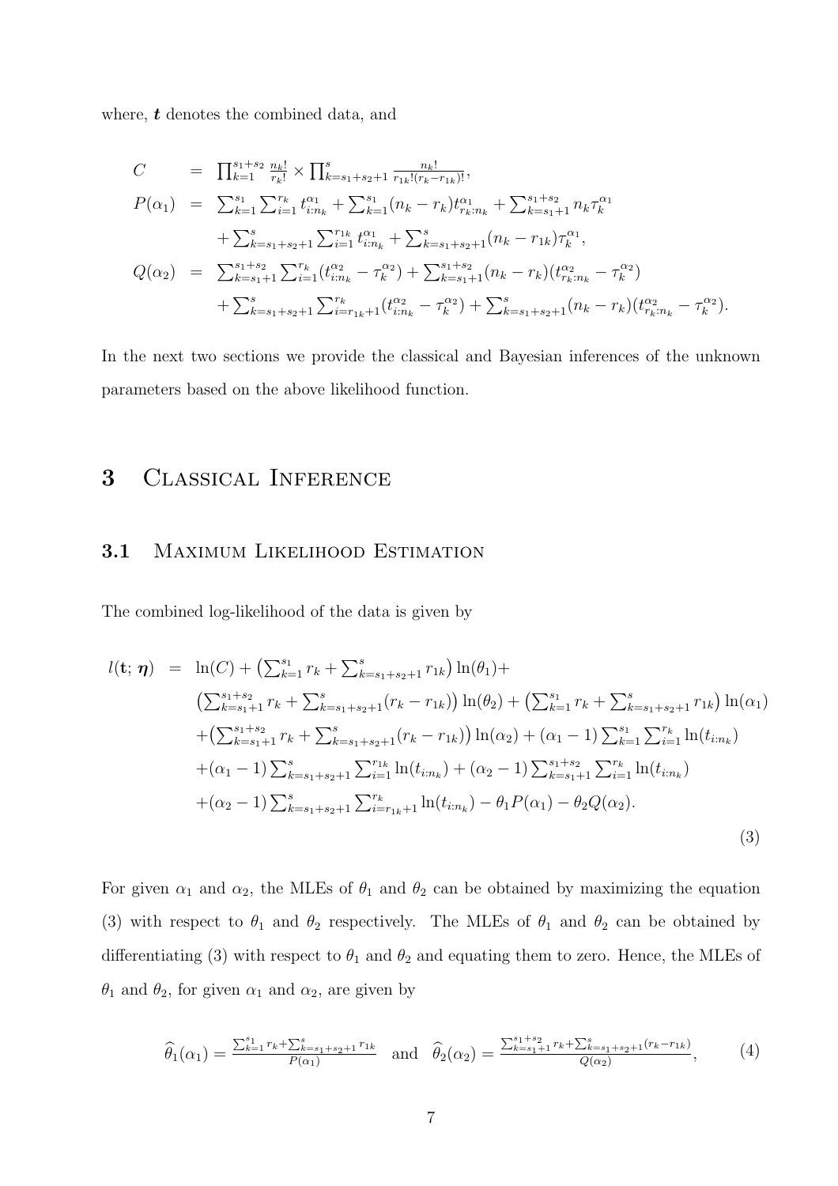where, $\boldsymbol{t}$ denotes the combined data, and

$$
\begin{aligned}
C &= \prod_{k=1}^{s_1+s_2} \frac{n_k!}{r_k!} \times \prod_{k=s_1+s_2+1}^{s} \frac{n_k!}{r_{1k}!(r_k-r_{1k})!}, \\
P(\alpha_1) &= \sum_{k=1}^{s_1}\sum_{i=1}^{r_k} t_{i:n_k}^{\alpha_1} + \sum_{k=1}^{s_1}(n_k-r_k)t_{r_k:n_k}^{\alpha_1} + \sum_{k=s_1+1}^{s_1+s_2} n_k \tau_k^{\alpha_1} \\
&\quad + \sum_{k=s_1+s_2+1}^{s}\sum_{i=1}^{r_{1k}} t_{i:n_k}^{\alpha_1} + \sum_{k=s_1+s_2+1}^{s}(n_k-r_{1k})\tau_k^{\alpha_1}, \\
Q(\alpha_2) &= \sum_{k=s_1+1}^{s_1+s_2}\sum_{i=1}^{r_k}(t_{i:n_k}^{\alpha_2}-\tau_k^{\alpha_2}) + \sum_{k=s_1+1}^{s_1+s_2}(n_k-r_k)(t_{r_k:n_k}^{\alpha_2}-\tau_k^{\alpha_2}) \\
&\quad + \sum_{k=s_1+s_2+1}^{s}\sum_{i=r_{1k}+1}^{r_k}(t_{i:n_k}^{\alpha_2}-\tau_k^{\alpha_2}) + \sum_{k=s_1+s_2+1}^{s}(n_k-r_k)(t_{r_k:n_k}^{\alpha_2}-\tau_k^{\alpha_2}).
\end{aligned}
$$

In the next two sections we provide the classical and Bayesian inferences of the unknown parameters based on the above likelihood function.

# 3 Classical Inference

## 3.1 Maximum Likelihood Estimation

The combined log-likelihood of the data is given by

$$
\begin{aligned}
l(\mathbf{t};\boldsymbol{\eta}) &= \ln(C) + \left(\sum_{k=1}^{s_1} r_k + \sum_{k=s_1+s_2+1}^{s} r_{1k}\right)\ln(\theta_1) + \\
&\quad \left(\sum_{k=s_1+1}^{s_1+s_2} r_k + \sum_{k=s_1+s_2+1}^{s}(r_k-r_{1k})\right)\ln(\theta_2) + \left(\sum_{k=1}^{s_1} r_k + \sum_{k=s_1+s_2+1}^{s} r_{1k}\right)\ln(\alpha_1) \\
&\quad + \left(\sum_{k=s_1+1}^{s_1+s_2} r_k + \sum_{k=s_1+s_2+1}^{s}(r_k-r_{1k})\right)\ln(\alpha_2) + (\alpha_1-1)\sum_{k=1}^{s_1}\sum_{i=1}^{r_k}\ln(t_{i:n_k}) \\
&\quad + (\alpha_1-1)\sum_{k=s_1+s_2+1}^{s}\sum_{i=1}^{r_{1k}}\ln(t_{i:n_k}) + (\alpha_2-1)\sum_{k=s_1+1}^{s_1+s_2}\sum_{i=1}^{r_k}\ln(t_{i:n_k}) \\
&\quad + (\alpha_2-1)\sum_{k=s_1+s_2+1}^{s}\sum_{i=r_{1k}+1}^{r_k}\ln(t_{i:n_k}) - \theta_1 P(\alpha_1) - \theta_2 Q(\alpha_2).
\end{aligned}
\tag{3}
$$

For given $\alpha_1$ and $\alpha_2$, the MLEs of $\theta_1$ and $\theta_2$ can be obtained by maximizing the equation (3) with respect to $\theta_1$ and $\theta_2$ respectively. The MLEs of $\theta_1$ and $\theta_2$ can be obtained by differentiating (3) with respect to $\theta_1$ and $\theta_2$ and equating them to zero. Hence, the MLEs of $\theta_1$ and $\theta_2$, for given $\alpha_1$ and $\alpha_2$, are given by

$$
\widehat{\theta}_1(\alpha_1) = \frac{\sum_{k=1}^{s_1} r_k + \sum_{k=s_1+s_2+1}^{s} r_{1k}}{P(\alpha_1)} \quad \text{and} \quad \widehat{\theta}_2(\alpha_2) = \frac{\sum_{k=s_1+1}^{s_1+s_2} r_k + \sum_{k=s_1+s_2+1}^{s}(r_k-r_{1k})}{Q(\alpha_2)}, \tag{4}
$$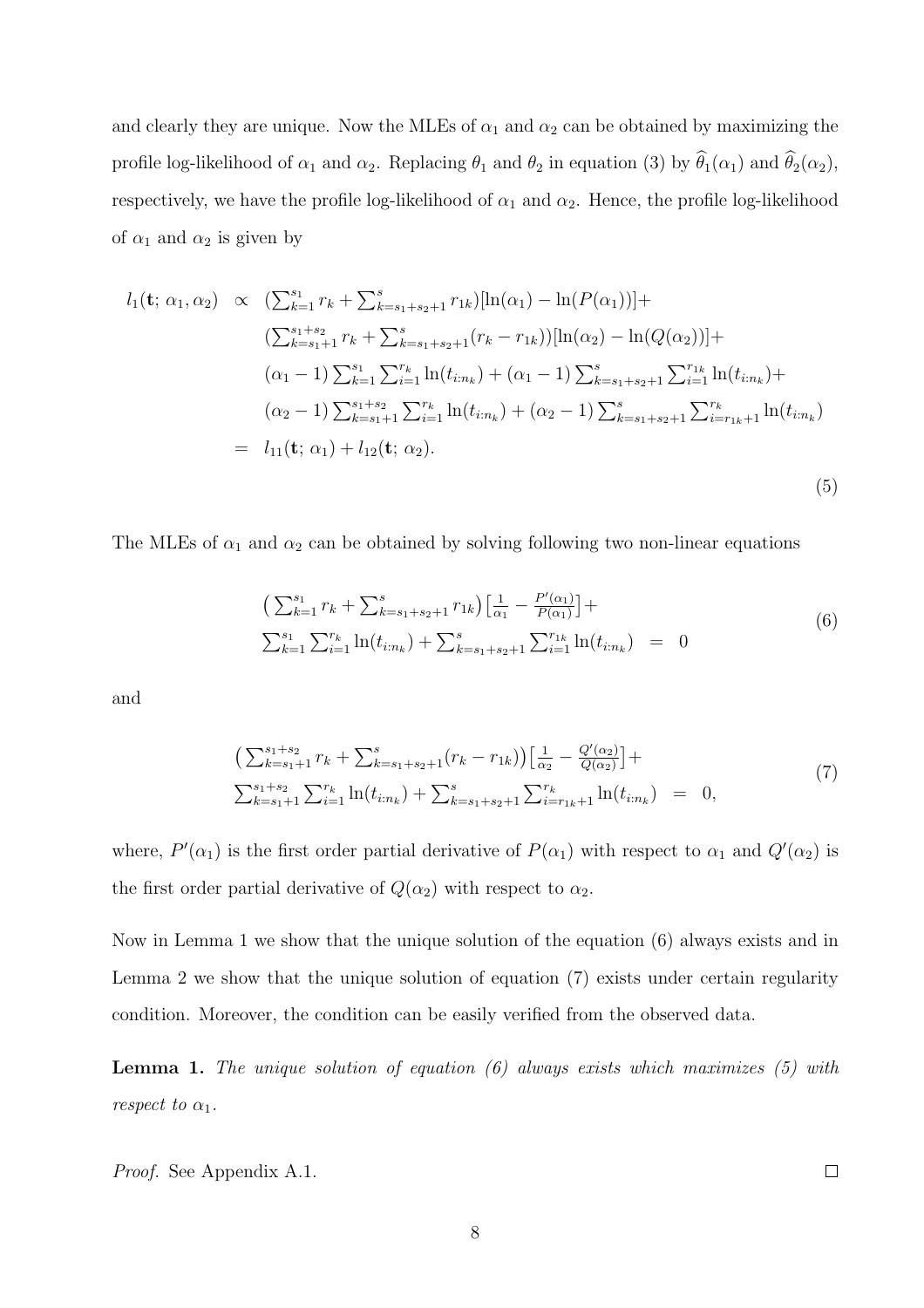and clearly they are unique. Now the MLEs of $\alpha_1$ and $\alpha_2$ can be obtained by maximizing the profile log-likelihood of $\alpha_1$ and $\alpha_2$. Replacing $\theta_1$ and $\theta_2$ in equation (3) by $\widehat{\theta}_1(\alpha_1)$ and $\widehat{\theta}_2(\alpha_2)$, respectively, we have the profile log-likelihood of $\alpha_1$ and $\alpha_2$. Hence, the profile log-likelihood of $\alpha_1$ and $\alpha_2$ is given by

$$
\begin{aligned}
l_1(\mathbf{t};\, \alpha_1, \alpha_2) \;\propto\;& (\textstyle\sum_{k=1}^{s_1} r_k + \sum_{k=s_1+s_2+1}^{s} r_{1k})[\ln(\alpha_1) - \ln(P(\alpha_1))] + \\
& (\textstyle\sum_{k=s_1+1}^{s_1+s_2} r_k + \sum_{k=s_1+s_2+1}^{s} (r_k - r_{1k}))[\ln(\alpha_2) - \ln(Q(\alpha_2))] + \\
& (\alpha_1 - 1) \textstyle\sum_{k=1}^{s_1} \sum_{i=1}^{r_k} \ln(t_{i:n_k}) + (\alpha_1 - 1) \sum_{k=s_1+s_2+1}^{s} \sum_{i=1}^{r_{1k}} \ln(t_{i:n_k}) + \\
& (\alpha_2 - 1) \textstyle\sum_{k=s_1+1}^{s_1+s_2} \sum_{i=1}^{r_k} \ln(t_{i:n_k}) + (\alpha_2 - 1) \sum_{k=s_1+s_2+1}^{s} \sum_{i=r_{1k}+1}^{r_k} \ln(t_{i:n_k}) \\
=\;& l_{11}(\mathbf{t};\, \alpha_1) + l_{12}(\mathbf{t};\, \alpha_2).
\end{aligned}
\tag{5}
$$

The MLEs of $\alpha_1$ and $\alpha_2$ can be obtained by solving following two non-linear equations

$$
\begin{aligned}
& \big( \textstyle\sum_{k=1}^{s_1} r_k + \sum_{k=s_1+s_2+1}^{s} r_{1k} \big) \big[ \frac{1}{\alpha_1} - \frac{P'(\alpha_1)}{P(\alpha_1)} \big] + \\
& \textstyle\sum_{k=1}^{s_1} \sum_{i=1}^{r_k} \ln(t_{i:n_k}) + \sum_{k=s_1+s_2+1}^{s} \sum_{i=1}^{r_{1k}} \ln(t_{i:n_k}) \;=\; 0
\end{aligned}
\tag{6}
$$

and

$$
\begin{aligned}
& \big( \textstyle\sum_{k=s_1+1}^{s_1+s_2} r_k + \sum_{k=s_1+s_2+1}^{s} (r_k - r_{1k}) \big) \big[ \frac{1}{\alpha_2} - \frac{Q'(\alpha_2)}{Q(\alpha_2)} \big] + \\
& \textstyle\sum_{k=s_1+1}^{s_1+s_2} \sum_{i=1}^{r_k} \ln(t_{i:n_k}) + \sum_{k=s_1+s_2+1}^{s} \sum_{i=r_{1k}+1}^{r_k} \ln(t_{i:n_k}) \;=\; 0,
\end{aligned}
\tag{7}
$$

where, $P'(\alpha_1)$ is the first order partial derivative of $P(\alpha_1)$ with respect to $\alpha_1$ and $Q'(\alpha_2)$ is the first order partial derivative of $Q(\alpha_2)$ with respect to $\alpha_2$.

Now in Lemma 1 we show that the unique solution of the equation (6) always exists and in Lemma 2 we show that the unique solution of equation (7) exists under certain regularity condition. Moreover, the condition can be easily verified from the observed data.

**Lemma 1.** *The unique solution of equation (6) always exists which maximizes (5) with respect to $\alpha_1$.*

*Proof.* See Appendix A.1. □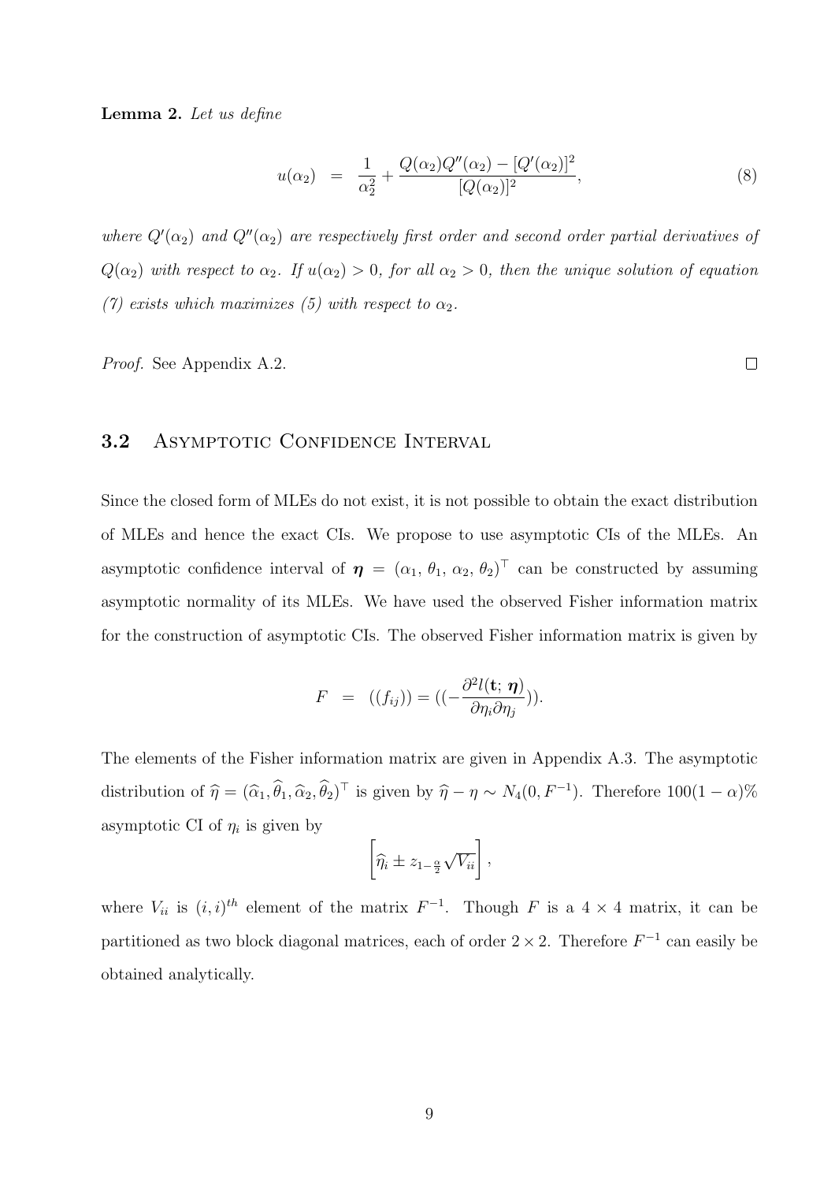**Lemma 2.** *Let us define*

$$u(\alpha_2) \;\; = \;\; \frac{1}{\alpha_2^2} + \frac{Q(\alpha_2)Q''(\alpha_2) - [Q'(\alpha_2)]^2}{[Q(\alpha_2)]^2}, \tag{8}$$

*where $Q'(\alpha_2)$ and $Q''(\alpha_2)$ are respectively first order and second order partial derivatives of $Q(\alpha_2)$ with respect to $\alpha_2$. If $u(\alpha_2) > 0$, for all $\alpha_2 > 0$, then the unique solution of equation (7) exists which maximizes (5) with respect to $\alpha_2$.*

*Proof.* See Appendix A.2. $\square$

## 3.2 Asymptotic Confidence Interval

Since the closed form of MLEs do not exist, it is not possible to obtain the exact distribution of MLEs and hence the exact CIs. We propose to use asymptotic CIs of the MLEs. An asymptotic confidence interval of $\boldsymbol{\eta} = (\alpha_1, \theta_1, \alpha_2, \theta_2)^\top$ can be constructed by assuming asymptotic normality of its MLEs. We have used the observed Fisher information matrix for the construction of asymptotic CIs. The observed Fisher information matrix is given by

$$F \;\; = \;\; ((f_{ij})) = ((-\frac{\partial^2 l(\mathbf{t};\, \boldsymbol{\eta})}{\partial \eta_i \partial \eta_j})).$$

The elements of the Fisher information matrix are given in Appendix A.3. The asymptotic distribution of $\widehat{\eta} = (\widehat{\alpha}_1, \widehat{\theta}_1, \widehat{\alpha}_2, \widehat{\theta}_2)^\top$ is given by $\widehat{\eta} - \eta \sim N_4(0, F^{-1})$. Therefore $100(1-\alpha)\%$ asymptotic CI of $\eta_i$ is given by

$$\left[\widehat{\eta}_i \pm z_{1-\frac{\alpha}{2}} \sqrt{V_{ii}}\right],$$

where $V_{ii}$ is $(i,i)^{th}$ element of the matrix $F^{-1}$. Though $F$ is a $4 \times 4$ matrix, it can be partitioned as two block diagonal matrices, each of order $2 \times 2$. Therefore $F^{-1}$ can easily be obtained analytically.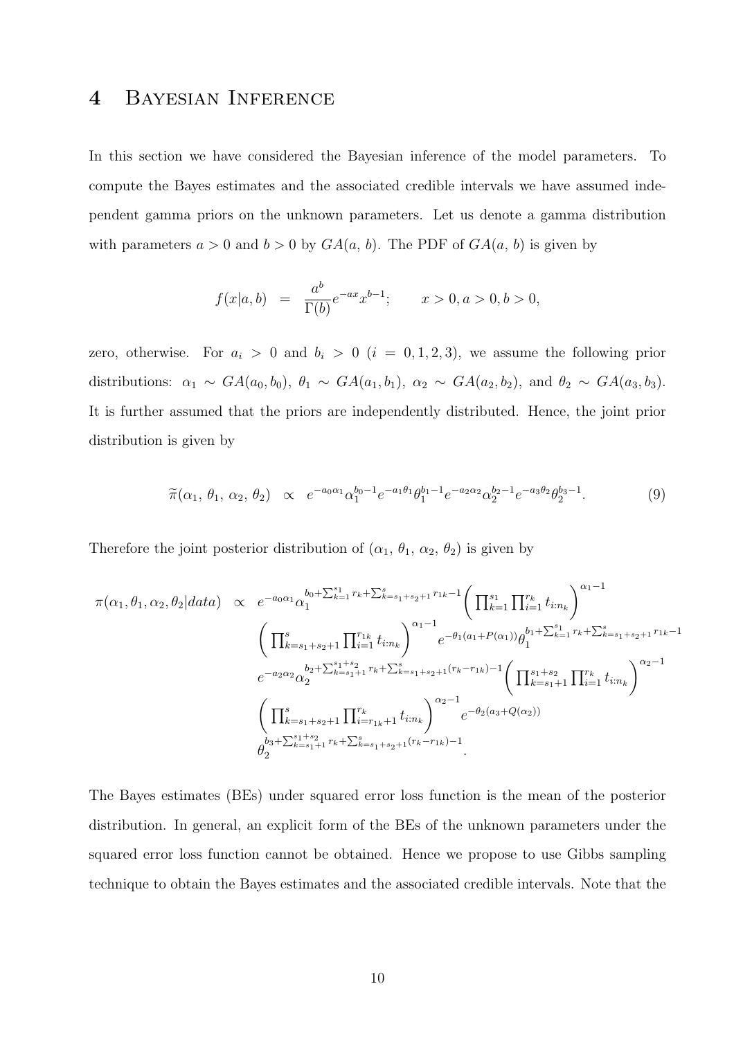# 4 Bayesian Inference

In this section we have considered the Bayesian inference of the model parameters. To compute the Bayes estimates and the associated credible intervals we have assumed independent gamma priors on the unknown parameters. Let us denote a gamma distribution with parameters $a > 0$ and $b > 0$ by $GA(a,\, b)$. The PDF of $GA(a,\, b)$ is given by

$$f(x|a,b) \;\; = \;\; \frac{a^b}{\Gamma(b)} e^{-ax} x^{b-1}; \qquad x > 0, a > 0, b > 0,$$

zero, otherwise. For $a_i > 0$ and $b_i > 0$ $(i = 0, 1, 2, 3)$, we assume the following prior distributions: $\alpha_1 \sim GA(a_0, b_0)$, $\theta_1 \sim GA(a_1, b_1)$, $\alpha_2 \sim GA(a_2, b_2)$, and $\theta_2 \sim GA(a_3, b_3)$. It is further assumed that the priors are independently distributed. Hence, the joint prior distribution is given by

$$\widetilde{\pi}(\alpha_1,\, \theta_1,\, \alpha_2,\, \theta_2) \;\; \propto \;\; e^{-a_0\alpha_1}\alpha_1^{b_0-1} e^{-a_1\theta_1}\theta_1^{b_1-1} e^{-a_2\alpha_2}\alpha_2^{b_2-1} e^{-a_3\theta_2}\theta_2^{b_3-1}. \tag{9}$$

Therefore the joint posterior distribution of $(\alpha_1,\, \theta_1,\, \alpha_2,\, \theta_2)$ is given by

$$\begin{aligned}
\pi(\alpha_1, \theta_1, \alpha_2, \theta_2|data) \;\; \propto \;\; & e^{-a_0\alpha_1}\alpha_1^{b_0+\sum_{k=1}^{s_1} r_k + \sum_{k=s_1+s_2+1}^{s} r_{1k} - 1}\bigg(\prod_{k=1}^{s_1}\prod_{i=1}^{r_k} t_{i:n_k}\bigg)^{\alpha_1-1} \\
& \bigg(\prod_{k=s_1+s_2+1}^{s}\prod_{i=1}^{r_{1k}} t_{i:n_k}\bigg)^{\alpha_1-1} e^{-\theta_1(a_1+P(\alpha_1))}\theta_1^{b_1+\sum_{k=1}^{s_1} r_k + \sum_{k=s_1+s_2+1}^{s} r_{1k} - 1} \\
& e^{-a_2\alpha_2}\alpha_2^{b_2+\sum_{k=s_1+1}^{s_1+s_2} r_k + \sum_{k=s_1+s_2+1}^{s}(r_k - r_{1k}) - 1}\bigg(\prod_{k=s_1+1}^{s_1+s_2}\prod_{i=1}^{r_k} t_{i:n_k}\bigg)^{\alpha_2-1} \\
& \bigg(\prod_{k=s_1+s_2+1}^{s}\prod_{i=r_{1k}+1}^{r_k} t_{i:n_k}\bigg)^{\alpha_2-1} e^{-\theta_2(a_3+Q(\alpha_2))} \\
& \theta_2^{b_3+\sum_{k=s_1+1}^{s_1+s_2} r_k + \sum_{k=s_1+s_2+1}^{s}(r_k - r_{1k}) - 1}.
\end{aligned}$$

The Bayes estimates (BEs) under squared error loss function is the mean of the posterior distribution. In general, an explicit form of the BEs of the unknown parameters under the squared error loss function cannot be obtained. Hence we propose to use Gibbs sampling technique to obtain the Bayes estimates and the associated credible intervals. Note that the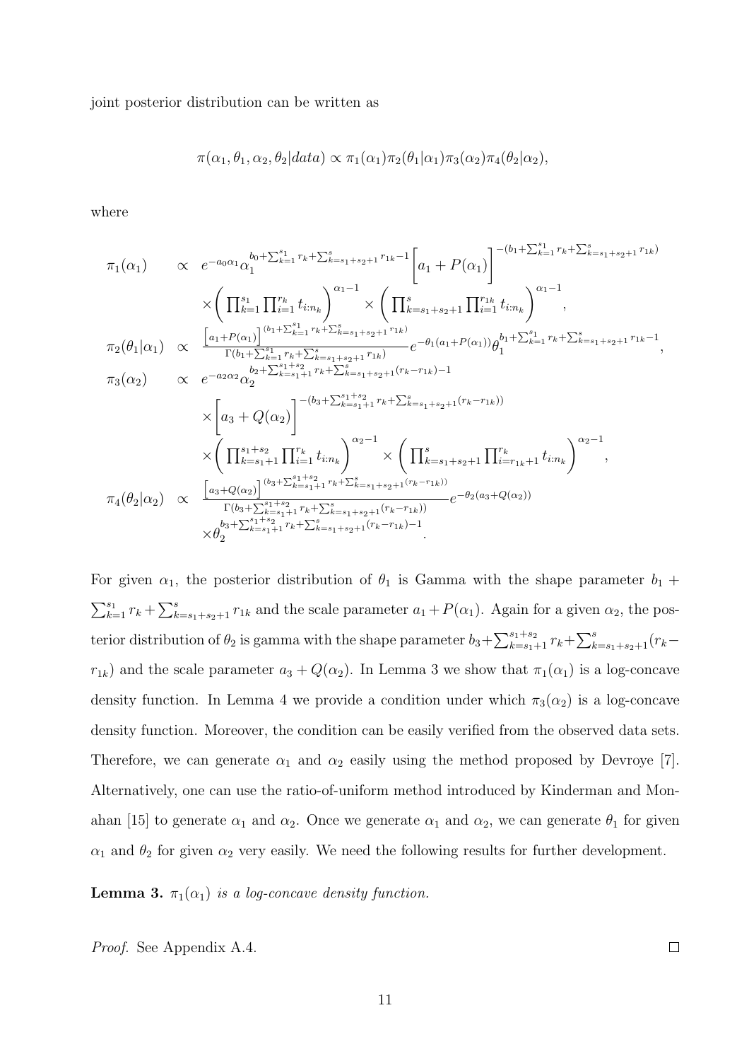joint posterior distribution can be written as

$$\pi(\alpha_1, \theta_1, \alpha_2, \theta_2 | data) \propto \pi_1(\alpha_1)\pi_2(\theta_1|\alpha_1)\pi_3(\alpha_2)\pi_4(\theta_2|\alpha_2),$$

where

$$\begin{aligned}
\pi_1(\alpha_1) \quad &\propto \quad e^{-a_0\alpha_1}\alpha_1^{b_0+\sum_{k=1}^{s_1} r_k + \sum_{k=s_1+s_2+1}^{s} r_{1k} - 1}\bigg[a_1 + P(\alpha_1)\bigg]^{-(b_1+\sum_{k=1}^{s_1} r_k + \sum_{k=s_1+s_2+1}^{s} r_{1k})} \\
&\quad\; \times \bigg(\prod_{k=1}^{s_1}\prod_{i=1}^{r_k} t_{i:n_k}\bigg)^{\alpha_1 - 1} \times \bigg(\prod_{k=s_1+s_2+1}^{s}\prod_{i=1}^{r_{1k}} t_{i:n_k}\bigg)^{\alpha_1-1}, \\
\pi_2(\theta_1|\alpha_1) \quad &\propto \quad \frac{\big[a_1+P(\alpha_1)\big]^{(b_1+\sum_{k=1}^{s_1} r_k + \sum_{k=s_1+s_2+1}^{s} r_{1k})}}{\Gamma(b_1+\sum_{k=1}^{s_1} r_k + \sum_{k=s_1+s_2+1}^{s} r_{1k})} e^{-\theta_1(a_1+P(\alpha_1))}\theta_1^{b_1+\sum_{k=1}^{s_1} r_k + \sum_{k=s_1+s_2+1}^{s} r_{1k} - 1}, \\
\pi_3(\alpha_2) \quad &\propto \quad e^{-a_2\alpha_2}\alpha_2^{b_2+\sum_{k=s_1+1}^{s_1+s_2} r_k + \sum_{k=s_1+s_2+1}^{s}(r_k - r_{1k}) - 1} \\
&\quad\; \times \bigg[a_3 + Q(\alpha_2)\bigg]^{-(b_3+\sum_{k=s_1+1}^{s_1+s_2} r_k + \sum_{k=s_1+s_2+1}^{s}(r_k - r_{1k}))} \\
&\quad\; \times \bigg(\prod_{k=s_1+1}^{s_1+s_2}\prod_{i=1}^{r_k} t_{i:n_k}\bigg)^{\alpha_2-1} \times \bigg(\prod_{k=s_1+s_2+1}^{s}\prod_{i=r_{1k}+1}^{r_k} t_{i:n_k}\bigg)^{\alpha_2-1}, \\
\pi_4(\theta_2|\alpha_2) \quad &\propto \quad \frac{\big[a_3+Q(\alpha_2)\big]^{(b_3+\sum_{k=s_1+1}^{s_1+s_2} r_k + \sum_{k=s_1+s_2+1}^{s}(r_k - r_{1k}))}}{\Gamma(b_3+\sum_{k=s_1+1}^{s_1+s_2} r_k + \sum_{k=s_1+s_2+1}^{s}(r_k - r_{1k}))} e^{-\theta_2(a_3+Q(\alpha_2))} \\
&\quad\; \times \theta_2^{b_3+\sum_{k=s_1+1}^{s_1+s_2} r_k + \sum_{k=s_1+s_2+1}^{s}(r_k - r_{1k}) - 1}.
\end{aligned}$$

For given $\alpha_1$, the posterior distribution of $\theta_1$ is Gamma with the shape parameter $b_1 + \sum_{k=1}^{s_1} r_k + \sum_{k=s_1+s_2+1}^{s} r_{1k}$ and the scale parameter $a_1 + P(\alpha_1)$. Again for a given $\alpha_2$, the posterior distribution of $\theta_2$ is gamma with the shape parameter $b_3 + \sum_{k=s_1+1}^{s_1+s_2} r_k + \sum_{k=s_1+s_2+1}^{s}(r_k - r_{1k})$ and the scale parameter $a_3 + Q(\alpha_2)$. In Lemma 3 we show that $\pi_1(\alpha_1)$ is a log-concave density function. In Lemma 4 we provide a condition under which $\pi_3(\alpha_2)$ is a log-concave density function. Moreover, the condition can be easily verified from the observed data sets. Therefore, we can generate $\alpha_1$ and $\alpha_2$ easily using the method proposed by Devroye [7]. Alternatively, one can use the ratio-of-uniform method introduced by Kinderman and Monahan [15] to generate $\alpha_1$ and $\alpha_2$. Once we generate $\alpha_1$ and $\alpha_2$, we can generate $\theta_1$ for given $\alpha_1$ and $\theta_2$ for given $\alpha_2$ very easily. We need the following results for further development.

**Lemma 3.** *$\pi_1(\alpha_1)$ is a log-concave density function.*

*Proof.* See Appendix A.4. □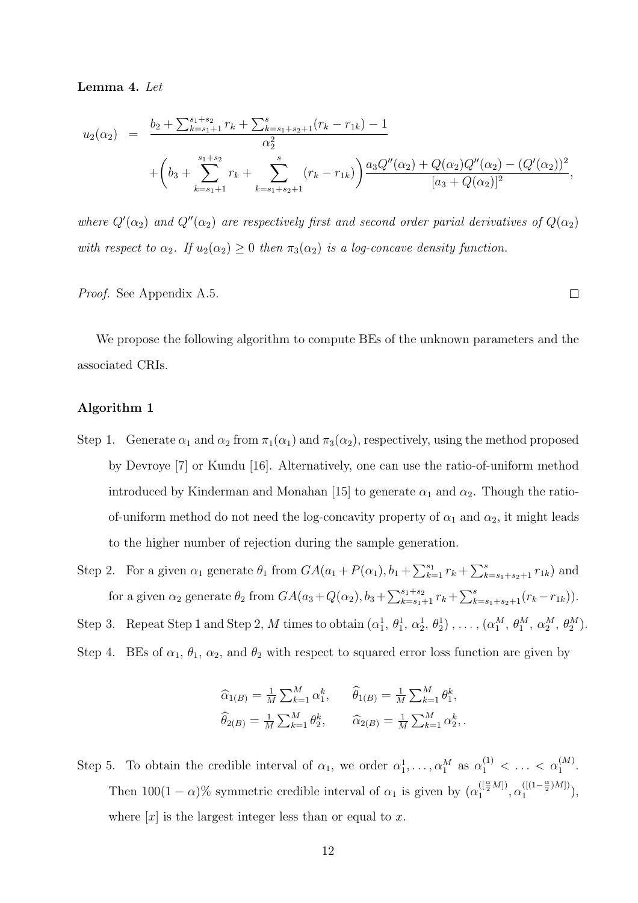**Lemma 4.** *Let*

$$
\begin{aligned}
u_2(\alpha_2) &= \frac{b_2 + \sum_{k=s_1+1}^{s_1+s_2} r_k + \sum_{k=s_1+s_2+1}^{s} (r_k - r_{1k}) - 1}{\alpha_2^2} \\
&\quad + \bigg( b_3 + \sum_{k=s_1+1}^{s_1+s_2} r_k + \sum_{k=s_1+s_2+1}^{s} (r_k - r_{1k}) \bigg) \frac{a_3 Q''(\alpha_2) + Q(\alpha_2) Q''(\alpha_2) - (Q'(\alpha_2))^2}{[a_3 + Q(\alpha_2)]^2},
\end{aligned}
$$

*where $Q'(\alpha_2)$ and $Q''(\alpha_2)$ are respectively first and second order parial derivatives of $Q(\alpha_2)$ with respect to $\alpha_2$. If $u_2(\alpha_2) \geq 0$ then $\pi_3(\alpha_2)$ is a log-concave density function.*

*Proof.* See Appendix A.5. □

We propose the following algorithm to compute BEs of the unknown parameters and the associated CRIs.

**Algorithm 1**

Step 1. Generate $\alpha_1$ and $\alpha_2$ from $\pi_1(\alpha_1)$ and $\pi_3(\alpha_2)$, respectively, using the method proposed by Devroye [7] or Kundu [16]. Alternatively, one can use the ratio-of-uniform method introduced by Kinderman and Monahan [15] to generate $\alpha_1$ and $\alpha_2$. Though the ratio-of-uniform method do not need the log-concavity property of $\alpha_1$ and $\alpha_2$, it might leads to the higher number of rejection during the sample generation.

Step 2. For a given $\alpha_1$ generate $\theta_1$ from $GA(a_1 + P(\alpha_1), b_1 + \sum_{k=1}^{s_1} r_k + \sum_{k=s_1+s_2+1}^{s} r_{1k})$ and for a given $\alpha_2$ generate $\theta_2$ from $GA(a_3 + Q(\alpha_2), b_3 + \sum_{k=s_1+1}^{s_1+s_2} r_k + \sum_{k=s_1+s_2+1}^{s} (r_k - r_{1k}))$.

Step 3. Repeat Step 1 and Step 2, $M$ times to obtain $(\alpha_1^1, \theta_1^1, \alpha_2^1, \theta_2^1), \ldots, (\alpha_1^M, \theta_1^M, \alpha_2^M, \theta_2^M)$.

Step 4. BEs of $\alpha_1$, $\theta_1$, $\alpha_2$, and $\theta_2$ with respect to squared error loss function are given by

$$
\begin{aligned}
&\widehat{\alpha}_{1(B)} = \tfrac{1}{M} \textstyle\sum_{k=1}^{M} \alpha_1^k, \qquad \widehat{\theta}_{1(B)} = \tfrac{1}{M} \textstyle\sum_{k=1}^{M} \theta_1^k, \\
&\widehat{\theta}_{2(B)} = \tfrac{1}{M} \textstyle\sum_{k=1}^{M} \theta_2^k, \qquad \widehat{\alpha}_{2(B)} = \tfrac{1}{M} \textstyle\sum_{k=1}^{M} \alpha_2^k, .
\end{aligned}
$$

Step 5. To obtain the credible interval of $\alpha_1$, we order $\alpha_1^1, \ldots, \alpha_1^M$ as $\alpha_1^{(1)} < \ldots < \alpha_1^{(M)}$. Then $100(1-\alpha)\%$ symmetric credible interval of $\alpha_1$ is given by $(\alpha_1^{([\frac{\alpha}{2}M])}, \alpha_1^{([(1-\frac{\alpha}{2})M])})$, where $[x]$ is the largest integer less than or equal to $x$.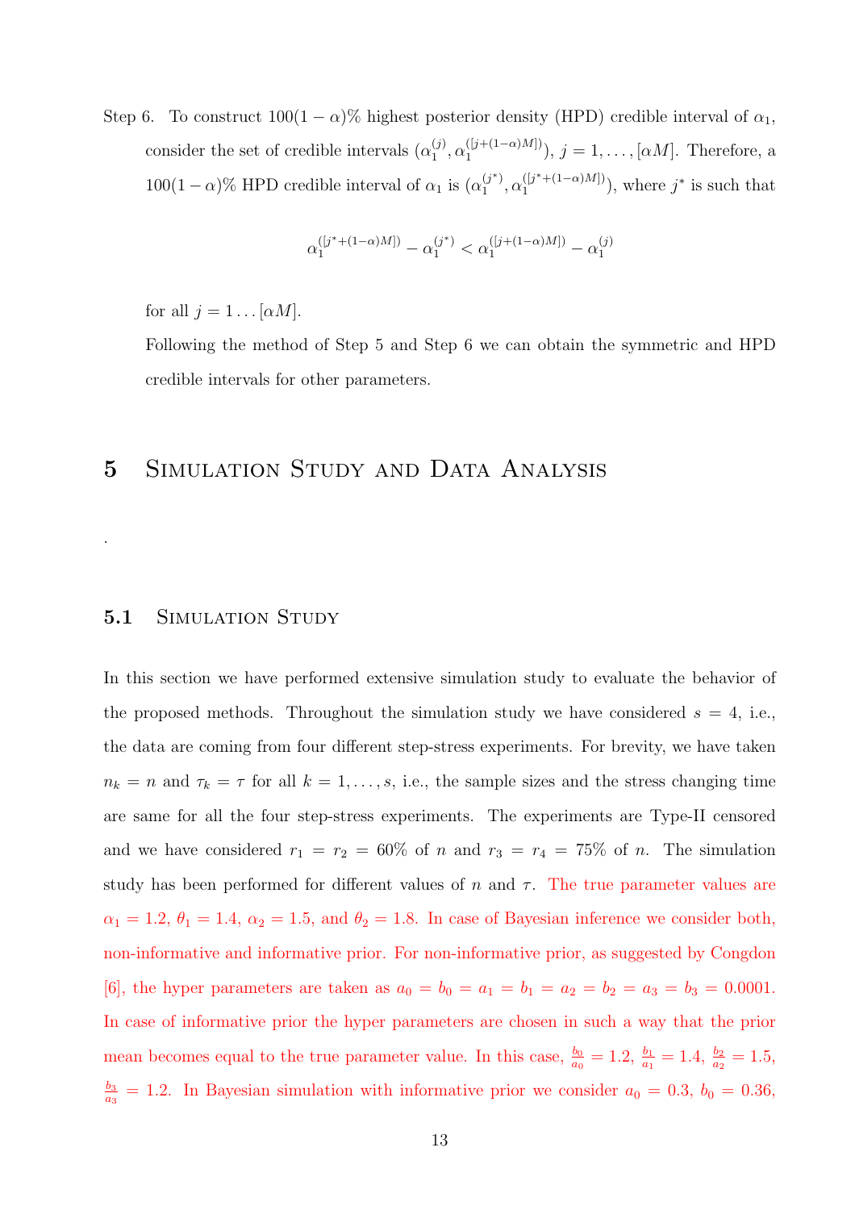Step 6. To construct $100(1-\alpha)\%$ highest posterior density (HPD) credible interval of $\alpha_1$, consider the set of credible intervals $(\alpha_1^{(j)}, \alpha_1^{([j+(1-\alpha)M])})$, $j = 1, \ldots, [\alpha M]$. Therefore, a $100(1-\alpha)\%$ HPD credible interval of $\alpha_1$ is $(\alpha_1^{(j^*)}, \alpha_1^{([j^*+(1-\alpha)M])})$, where $j^*$ is such that

$$\alpha_1^{([j^*+(1-\alpha)M])} - \alpha_1^{(j^*)} < \alpha_1^{([j+(1-\alpha)M])} - \alpha_1^{(j)}$$

for all $j = 1 \ldots [\alpha M]$.

Following the method of Step 5 and Step 6 we can obtain the symmetric and HPD credible intervals for other parameters.

## 5 Simulation Study and Data Analysis

.

### 5.1 Simulation Study

In this section we have performed extensive simulation study to evaluate the behavior of the proposed methods. Throughout the simulation study we have considered $s = 4$, i.e., the data are coming from four different step-stress experiments. For brevity, we have taken $n_k = n$ and $\tau_k = \tau$ for all $k = 1, \ldots, s$, i.e., the sample sizes and the stress changing time are same for all the four step-stress experiments. The experiments are Type-II censored and we have considered $r_1 = r_2 = 60\%$ of $n$ and $r_3 = r_4 = 75\%$ of $n$. The simulation study has been performed for different values of $n$ and $\tau$. The true parameter values are $\alpha_1 = 1.2$, $\theta_1 = 1.4$, $\alpha_2 = 1.5$, and $\theta_2 = 1.8$. In case of Bayesian inference we consider both, non-informative and informative prior. For non-informative prior, as suggested by Congdon [6], the hyper parameters are taken as $a_0 = b_0 = a_1 = b_1 = a_2 = b_2 = a_3 = b_3 = 0.0001$. In case of informative prior the hyper parameters are chosen in such a way that the prior mean becomes equal to the true parameter value. In this case, $\frac{b_0}{a_0} = 1.2$, $\frac{b_1}{a_1} = 1.4$, $\frac{b_2}{a_2} = 1.5$, $\frac{b_3}{a_3} = 1.2$. In Bayesian simulation with informative prior we consider $a_0 = 0.3$, $b_0 = 0.36$,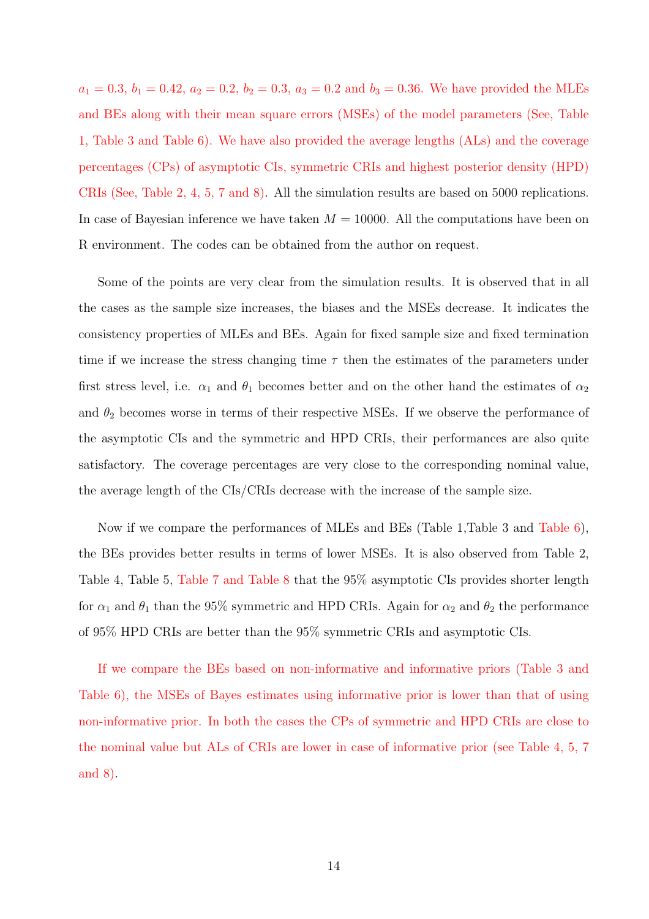$a_1 = 0.3$, $b_1 = 0.42$, $a_2 = 0.2$, $b_2 = 0.3$, $a_3 = 0.2$ and $b_3 = 0.36$. We have provided the MLEs and BEs along with their mean square errors (MSEs) of the model parameters (See, Table 1, Table 3 and Table 6). We have also provided the average lengths (ALs) and the coverage percentages (CPs) of asymptotic CIs, symmetric CRIs and highest posterior density (HPD) CRIs (See, Table 2, 4, 5, 7 and 8). All the simulation results are based on 5000 replications. In case of Bayesian inference we have taken $M = 10000$. All the computations have been on R environment. The codes can be obtained from the author on request.

Some of the points are very clear from the simulation results. It is observed that in all the cases as the sample size increases, the biases and the MSEs decrease. It indicates the consistency properties of MLEs and BEs. Again for fixed sample size and fixed termination time if we increase the stress changing time $\tau$ then the estimates of the parameters under first stress level, i.e. $\alpha_1$ and $\theta_1$ becomes better and on the other hand the estimates of $\alpha_2$ and $\theta_2$ becomes worse in terms of their respective MSEs. If we observe the performance of the asymptotic CIs and the symmetric and HPD CRIs, their performances are also quite satisfactory. The coverage percentages are very close to the corresponding nominal value, the average length of the CIs/CRIs decrease with the increase of the sample size.

Now if we compare the performances of MLEs and BEs (Table 1,Table 3 and Table 6), the BEs provides better results in terms of lower MSEs. It is also observed from Table 2, Table 4, Table 5, Table 7 and Table 8 that the 95% asymptotic CIs provides shorter length for $\alpha_1$ and $\theta_1$ than the 95% symmetric and HPD CRIs. Again for $\alpha_2$ and $\theta_2$ the performance of 95% HPD CRIs are better than the 95% symmetric CRIs and asymptotic CIs.

If we compare the BEs based on non-informative and informative priors (Table 3 and Table 6), the MSEs of Bayes estimates using informative prior is lower than that of using non-informative prior. In both the cases the CPs of symmetric and HPD CRIs are close to the nominal value but ALs of CRIs are lower in case of informative prior (see Table 4, 5, 7 and 8).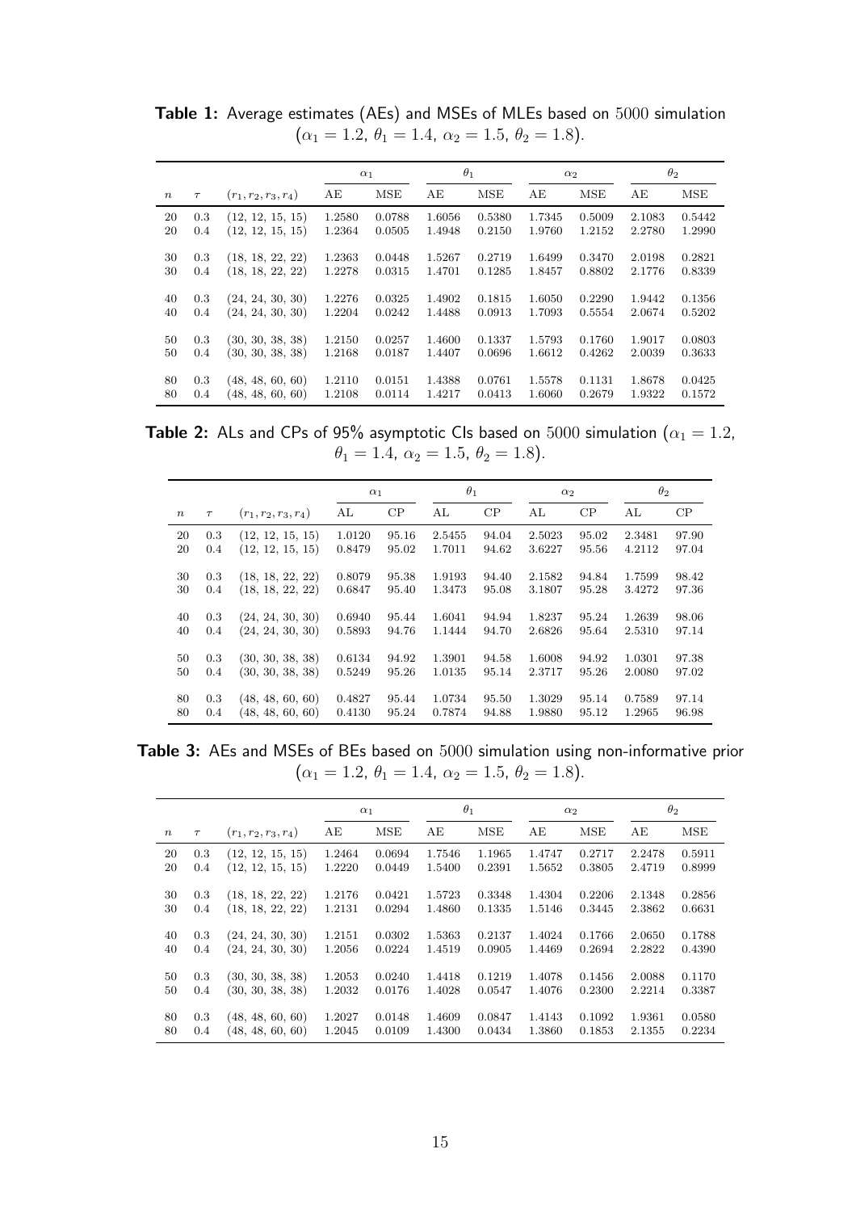**Table 1:** Average estimates (AEs) and MSEs of MLEs based on 5000 simulation ($\alpha_1 = 1.2$, $\theta_1 = 1.4$, $\alpha_2 = 1.5$, $\theta_2 = 1.8$).

| | | | $\alpha_1$ | | $\theta_1$ | | $\alpha_2$ | | $\theta_2$ | |
|---|---|---|---|---|---|---|---|---|---|---|
| $n$ | $\tau$ | $(r_1, r_2, r_3, r_4)$ | AE | MSE | AE | MSE | AE | MSE | AE | MSE |
| 20 | 0.3 | (12, 12, 15, 15) | 1.2580 | 0.0788 | 1.6056 | 0.5380 | 1.7345 | 0.5009 | 2.1083 | 0.5442 |
| 20 | 0.4 | (12, 12, 15, 15) | 1.2364 | 0.0505 | 1.4948 | 0.2150 | 1.9760 | 1.2152 | 2.2780 | 1.2990 |
| 30 | 0.3 | (18, 18, 22, 22) | 1.2363 | 0.0448 | 1.5267 | 0.2719 | 1.6499 | 0.3470 | 2.0198 | 0.2821 |
| 30 | 0.4 | (18, 18, 22, 22) | 1.2278 | 0.0315 | 1.4701 | 0.1285 | 1.8457 | 0.8802 | 2.1776 | 0.8339 |
| 40 | 0.3 | (24, 24, 30, 30) | 1.2276 | 0.0325 | 1.4902 | 0.1815 | 1.6050 | 0.2290 | 1.9442 | 0.1356 |
| 40 | 0.4 | (24, 24, 30, 30) | 1.2204 | 0.0242 | 1.4488 | 0.0913 | 1.7093 | 0.5554 | 2.0674 | 0.5202 |
| 50 | 0.3 | (30, 30, 38, 38) | 1.2150 | 0.0257 | 1.4600 | 0.1337 | 1.5793 | 0.1760 | 1.9017 | 0.0803 |
| 50 | 0.4 | (30, 30, 38, 38) | 1.2168 | 0.0187 | 1.4407 | 0.0696 | 1.6612 | 0.4262 | 2.0039 | 0.3633 |
| 80 | 0.3 | (48, 48, 60, 60) | 1.2110 | 0.0151 | 1.4388 | 0.0761 | 1.5578 | 0.1131 | 1.8678 | 0.0425 |
| 80 | 0.4 | (48, 48, 60, 60) | 1.2108 | 0.0114 | 1.4217 | 0.0413 | 1.6060 | 0.2679 | 1.9322 | 0.1572 |

**Table 2:** ALs and CPs of 95% asymptotic CIs based on 5000 simulation ($\alpha_1 = 1.2$, $\theta_1 = 1.4$, $\alpha_2 = 1.5$, $\theta_2 = 1.8$).

| | | | $\alpha_1$ | | $\theta_1$ | | $\alpha_2$ | | $\theta_2$ | |
|---|---|---|---|---|---|---|---|---|---|---|
| $n$ | $\tau$ | $(r_1, r_2, r_3, r_4)$ | AL | CP | AL | CP | AL | CP | AL | CP |
| 20 | 0.3 | (12, 12, 15, 15) | 1.0120 | 95.16 | 2.5455 | 94.04 | 2.5023 | 95.02 | 2.3481 | 97.90 |
| 20 | 0.4 | (12, 12, 15, 15) | 0.8479 | 95.02 | 1.7011 | 94.62 | 3.6227 | 95.56 | 4.2112 | 97.04 |
| 30 | 0.3 | (18, 18, 22, 22) | 0.8079 | 95.38 | 1.9193 | 94.40 | 2.1582 | 94.84 | 1.7599 | 98.42 |
| 30 | 0.4 | (18, 18, 22, 22) | 0.6847 | 95.40 | 1.3473 | 95.08 | 3.1807 | 95.28 | 3.4272 | 97.36 |
| 40 | 0.3 | (24, 24, 30, 30) | 0.6940 | 95.44 | 1.6041 | 94.94 | 1.8237 | 95.24 | 1.2639 | 98.06 |
| 40 | 0.4 | (24, 24, 30, 30) | 0.5893 | 94.76 | 1.1444 | 94.70 | 2.6826 | 95.64 | 2.5310 | 97.14 |
| 50 | 0.3 | (30, 30, 38, 38) | 0.6134 | 94.92 | 1.3901 | 94.58 | 1.6008 | 94.92 | 1.0301 | 97.38 |
| 50 | 0.4 | (30, 30, 38, 38) | 0.5249 | 95.26 | 1.0135 | 95.14 | 2.3717 | 95.26 | 2.0080 | 97.02 |
| 80 | 0.3 | (48, 48, 60, 60) | 0.4827 | 95.44 | 1.0734 | 95.50 | 1.3029 | 95.14 | 0.7589 | 97.14 |
| 80 | 0.4 | (48, 48, 60, 60) | 0.4130 | 95.24 | 0.7874 | 94.88 | 1.9880 | 95.12 | 1.2965 | 96.98 |

**Table 3:** AEs and MSEs of BEs based on 5000 simulation using non-informative prior ($\alpha_1 = 1.2$, $\theta_1 = 1.4$, $\alpha_2 = 1.5$, $\theta_2 = 1.8$).

| | | | $\alpha_1$ | | $\theta_1$ | | $\alpha_2$ | | $\theta_2$ | |
|---|---|---|---|---|---|---|---|---|---|---|
| $n$ | $\tau$ | $(r_1, r_2, r_3, r_4)$ | AE | MSE | AE | MSE | AE | MSE | AE | MSE |
| 20 | 0.3 | (12, 12, 15, 15) | 1.2464 | 0.0694 | 1.7546 | 1.1965 | 1.4747 | 0.2717 | 2.2478 | 0.5911 |
| 20 | 0.4 | (12, 12, 15, 15) | 1.2220 | 0.0449 | 1.5400 | 0.2391 | 1.5652 | 0.3805 | 2.4719 | 0.8999 |
| 30 | 0.3 | (18, 18, 22, 22) | 1.2176 | 0.0421 | 1.5723 | 0.3348 | 1.4304 | 0.2206 | 2.1348 | 0.2856 |
| 30 | 0.4 | (18, 18, 22, 22) | 1.2131 | 0.0294 | 1.4860 | 0.1335 | 1.5146 | 0.3445 | 2.3862 | 0.6631 |
| 40 | 0.3 | (24, 24, 30, 30) | 1.2151 | 0.0302 | 1.5363 | 0.2137 | 1.4024 | 0.1766 | 2.0650 | 0.1788 |
| 40 | 0.4 | (24, 24, 30, 30) | 1.2056 | 0.0224 | 1.4519 | 0.0905 | 1.4469 | 0.2694 | 2.2822 | 0.4390 |
| 50 | 0.3 | (30, 30, 38, 38) | 1.2053 | 0.0240 | 1.4418 | 0.1219 | 1.4078 | 0.1456 | 2.0088 | 0.1170 |
| 50 | 0.4 | (30, 30, 38, 38) | 1.2032 | 0.0176 | 1.4028 | 0.0547 | 1.4076 | 0.2300 | 2.2214 | 0.3387 |
| 80 | 0.3 | (48, 48, 60, 60) | 1.2027 | 0.0148 | 1.4609 | 0.0847 | 1.4143 | 0.1092 | 1.9361 | 0.0580 |
| 80 | 0.4 | (48, 48, 60, 60) | 1.2045 | 0.0109 | 1.4300 | 0.0434 | 1.3860 | 0.1853 | 2.1355 | 0.2234 |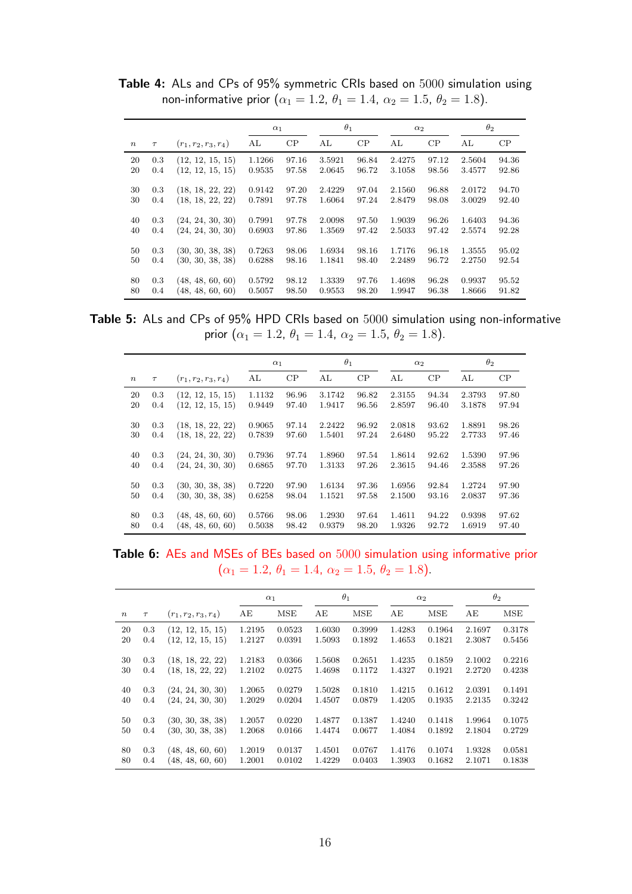**Table 4:** ALs and CPs of 95% symmetric CRIs based on 5000 simulation using non-informative prior ($\alpha_1 = 1.2,\ \theta_1 = 1.4,\ \alpha_2 = 1.5,\ \theta_2 = 1.8$).

| | | | $\alpha_1$ | | $\theta_1$ | | $\alpha_2$ | | $\theta_2$ | |
|---|---|---|---|---|---|---|---|---|---|---|
| $n$ | $\tau$ | $(r_1, r_2, r_3, r_4)$ | AL | CP | AL | CP | AL | CP | AL | CP |
| 20 | 0.3 | (12, 12, 15, 15) | 1.1266 | 97.16 | 3.5921 | 96.84 | 2.4275 | 97.12 | 2.5604 | 94.36 |
| 20 | 0.4 | (12, 12, 15, 15) | 0.9535 | 97.58 | 2.0645 | 96.72 | 3.1058 | 98.56 | 3.4577 | 92.86 |
| 30 | 0.3 | (18, 18, 22, 22) | 0.9142 | 97.20 | 2.4229 | 97.04 | 2.1560 | 96.88 | 2.0172 | 94.70 |
| 30 | 0.4 | (18, 18, 22, 22) | 0.7891 | 97.78 | 1.6064 | 97.24 | 2.8479 | 98.08 | 3.0029 | 92.40 |
| 40 | 0.3 | (24, 24, 30, 30) | 0.7991 | 97.78 | 2.0098 | 97.50 | 1.9039 | 96.26 | 1.6403 | 94.36 |
| 40 | 0.4 | (24, 24, 30, 30) | 0.6903 | 97.86 | 1.3569 | 97.42 | 2.5033 | 97.42 | 2.5574 | 92.28 |
| 50 | 0.3 | (30, 30, 38, 38) | 0.7263 | 98.06 | 1.6934 | 98.16 | 1.7176 | 96.18 | 1.3555 | 95.02 |
| 50 | 0.4 | (30, 30, 38, 38) | 0.6288 | 98.16 | 1.1841 | 98.40 | 2.2489 | 96.72 | 2.2750 | 92.54 |
| 80 | 0.3 | (48, 48, 60, 60) | 0.5792 | 98.12 | 1.3339 | 97.76 | 1.4698 | 96.28 | 0.9937 | 95.52 |
| 80 | 0.4 | (48, 48, 60, 60) | 0.5057 | 98.50 | 0.9553 | 98.20 | 1.9947 | 96.38 | 1.8666 | 91.82 |

**Table 5:** ALs and CPs of 95% HPD CRIs based on 5000 simulation using non-informative prior ($\alpha_1 = 1.2,\ \theta_1 = 1.4,\ \alpha_2 = 1.5,\ \theta_2 = 1.8$).

| | | | $\alpha_1$ | | $\theta_1$ | | $\alpha_2$ | | $\theta_2$ | |
|---|---|---|---|---|---|---|---|---|---|---|
| $n$ | $\tau$ | $(r_1, r_2, r_3, r_4)$ | AL | CP | AL | CP | AL | CP | AL | CP |
| 20 | 0.3 | (12, 12, 15, 15) | 1.1132 | 96.96 | 3.1742 | 96.82 | 2.3155 | 94.34 | 2.3793 | 97.80 |
| 20 | 0.4 | (12, 12, 15, 15) | 0.9449 | 97.40 | 1.9417 | 96.56 | 2.8597 | 96.40 | 3.1878 | 97.94 |
| 30 | 0.3 | (18, 18, 22, 22) | 0.9065 | 97.14 | 2.2422 | 96.92 | 2.0818 | 93.62 | 1.8891 | 98.26 |
| 30 | 0.4 | (18, 18, 22, 22) | 0.7839 | 97.60 | 1.5401 | 97.24 | 2.6480 | 95.22 | 2.7733 | 97.46 |
| 40 | 0.3 | (24, 24, 30, 30) | 0.7936 | 97.74 | 1.8960 | 97.54 | 1.8614 | 92.62 | 1.5390 | 97.96 |
| 40 | 0.4 | (24, 24, 30, 30) | 0.6865 | 97.70 | 1.3133 | 97.26 | 2.3615 | 94.46 | 2.3588 | 97.26 |
| 50 | 0.3 | (30, 30, 38, 38) | 0.7220 | 97.90 | 1.6134 | 97.36 | 1.6956 | 92.84 | 1.2724 | 97.90 |
| 50 | 0.4 | (30, 30, 38, 38) | 0.6258 | 98.04 | 1.1521 | 97.58 | 2.1500 | 93.16 | 2.0837 | 97.36 |
| 80 | 0.3 | (48, 48, 60, 60) | 0.5766 | 98.06 | 1.2930 | 97.64 | 1.4611 | 94.22 | 0.9398 | 97.62 |
| 80 | 0.4 | (48, 48, 60, 60) | 0.5038 | 98.42 | 0.9379 | 98.20 | 1.9326 | 92.72 | 1.6919 | 97.40 |

**Table 6:** AEs and MSEs of BEs based on 5000 simulation using informative prior ($\alpha_1 = 1.2,\ \theta_1 = 1.4,\ \alpha_2 = 1.5,\ \theta_2 = 1.8$).

| | | | $\alpha_1$ | | $\theta_1$ | | $\alpha_2$ | | $\theta_2$ | |
|---|---|---|---|---|---|---|---|---|---|---|
| $n$ | $\tau$ | $(r_1, r_2, r_3, r_4)$ | AE | MSE | AE | MSE | AE | MSE | AE | MSE |
| 20 | 0.3 | (12, 12, 15, 15) | 1.2195 | 0.0523 | 1.6030 | 0.3999 | 1.4283 | 0.1964 | 2.1697 | 0.3178 |
| 20 | 0.4 | (12, 12, 15, 15) | 1.2127 | 0.0391 | 1.5093 | 0.1892 | 1.4653 | 0.1821 | 2.3087 | 0.5456 |
| 30 | 0.3 | (18, 18, 22, 22) | 1.2183 | 0.0366 | 1.5608 | 0.2651 | 1.4235 | 0.1859 | 2.1002 | 0.2216 |
| 30 | 0.4 | (18, 18, 22, 22) | 1.2102 | 0.0275 | 1.4698 | 0.1172 | 1.4327 | 0.1921 | 2.2720 | 0.4238 |
| 40 | 0.3 | (24, 24, 30, 30) | 1.2065 | 0.0279 | 1.5028 | 0.1810 | 1.4215 | 0.1612 | 2.0391 | 0.1491 |
| 40 | 0.4 | (24, 24, 30, 30) | 1.2029 | 0.0204 | 1.4507 | 0.0879 | 1.4205 | 0.1935 | 2.2135 | 0.3242 |
| 50 | 0.3 | (30, 30, 38, 38) | 1.2057 | 0.0220 | 1.4877 | 0.1387 | 1.4240 | 0.1418 | 1.9964 | 0.1075 |
| 50 | 0.4 | (30, 30, 38, 38) | 1.2068 | 0.0166 | 1.4474 | 0.0677 | 1.4084 | 0.1892 | 2.1804 | 0.2729 |
| 80 | 0.3 | (48, 48, 60, 60) | 1.2019 | 0.0137 | 1.4501 | 0.0767 | 1.4176 | 0.1074 | 1.9328 | 0.0581 |
| 80 | 0.4 | (48, 48, 60, 60) | 1.2001 | 0.0102 | 1.4229 | 0.0403 | 1.3903 | 0.1682 | 2.1071 | 0.1838 |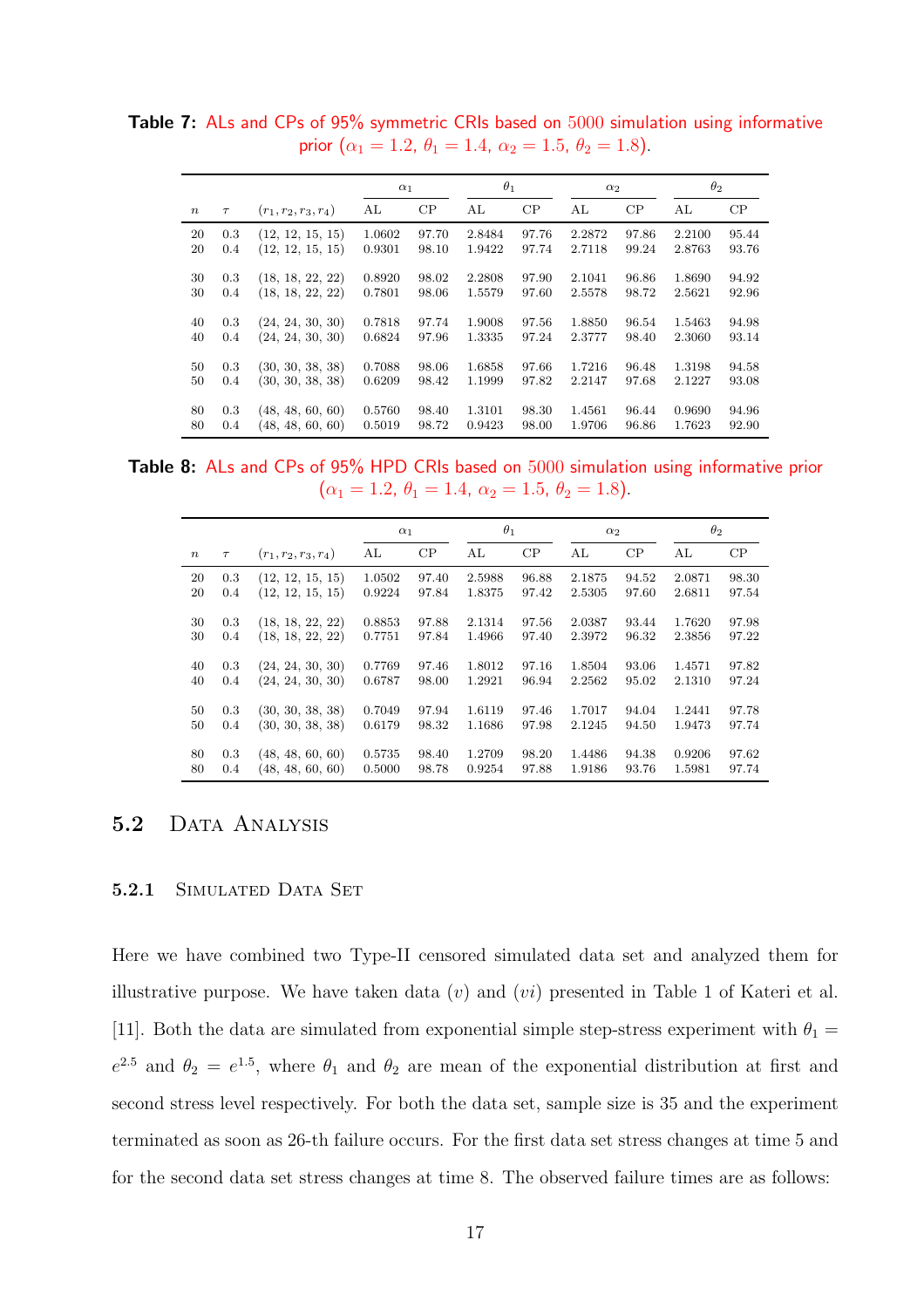**Table 7:** ALs and CPs of 95% symmetric CRIs based on 5000 simulation using informative prior ($\alpha_1 = 1.2,\ \theta_1 = 1.4,\ \alpha_2 = 1.5,\ \theta_2 = 1.8$).

| | | | $\alpha_1$ | | $\theta_1$ | | $\alpha_2$ | | $\theta_2$ | |
|---|---|---|---|---|---|---|---|---|---|---|
| $n$ | $\tau$ | $(r_1, r_2, r_3, r_4)$ | AL | CP | AL | CP | AL | CP | AL | CP |
| 20 | 0.3 | (12, 12, 15, 15) | 1.0602 | 97.70 | 2.8484 | 97.76 | 2.2872 | 97.86 | 2.2100 | 95.44 |
| 20 | 0.4 | (12, 12, 15, 15) | 0.9301 | 98.10 | 1.9422 | 97.74 | 2.7118 | 99.24 | 2.8763 | 93.76 |
| 30 | 0.3 | (18, 18, 22, 22) | 0.8920 | 98.02 | 2.2808 | 97.90 | 2.1041 | 96.86 | 1.8690 | 94.92 |
| 30 | 0.4 | (18, 18, 22, 22) | 0.7801 | 98.06 | 1.5579 | 97.60 | 2.5578 | 98.72 | 2.5621 | 92.96 |
| 40 | 0.3 | (24, 24, 30, 30) | 0.7818 | 97.74 | 1.9008 | 97.56 | 1.8850 | 96.54 | 1.5463 | 94.98 |
| 40 | 0.4 | (24, 24, 30, 30) | 0.6824 | 97.96 | 1.3335 | 97.24 | 2.3777 | 98.40 | 2.3060 | 93.14 |
| 50 | 0.3 | (30, 30, 38, 38) | 0.7088 | 98.06 | 1.6858 | 97.66 | 1.7216 | 96.48 | 1.3198 | 94.58 |
| 50 | 0.4 | (30, 30, 38, 38) | 0.6209 | 98.42 | 1.1999 | 97.82 | 2.2147 | 97.68 | 2.1227 | 93.08 |
| 80 | 0.3 | (48, 48, 60, 60) | 0.5760 | 98.40 | 1.3101 | 98.30 | 1.4561 | 96.44 | 0.9690 | 94.96 |
| 80 | 0.4 | (48, 48, 60, 60) | 0.5019 | 98.72 | 0.9423 | 98.00 | 1.9706 | 96.86 | 1.7623 | 92.90 |

**Table 8:** ALs and CPs of 95% HPD CRIs based on 5000 simulation using informative prior ($\alpha_1 = 1.2,\ \theta_1 = 1.4,\ \alpha_2 = 1.5,\ \theta_2 = 1.8$).

| | | | $\alpha_1$ | | $\theta_1$ | | $\alpha_2$ | | $\theta_2$ | |
|---|---|---|---|---|---|---|---|---|---|---|
| $n$ | $\tau$ | $(r_1, r_2, r_3, r_4)$ | AL | CP | AL | CP | AL | CP | AL | CP |
| 20 | 0.3 | (12, 12, 15, 15) | 1.0502 | 97.40 | 2.5988 | 96.88 | 2.1875 | 94.52 | 2.0871 | 98.30 |
| 20 | 0.4 | (12, 12, 15, 15) | 0.9224 | 97.84 | 1.8375 | 97.42 | 2.5305 | 97.60 | 2.6811 | 97.54 |
| 30 | 0.3 | (18, 18, 22, 22) | 0.8853 | 97.88 | 2.1314 | 97.56 | 2.0387 | 93.44 | 1.7620 | 97.98 |
| 30 | 0.4 | (18, 18, 22, 22) | 0.7751 | 97.84 | 1.4966 | 97.40 | 2.3972 | 96.32 | 2.3856 | 97.22 |
| 40 | 0.3 | (24, 24, 30, 30) | 0.7769 | 97.46 | 1.8012 | 97.16 | 1.8504 | 93.06 | 1.4571 | 97.82 |
| 40 | 0.4 | (24, 24, 30, 30) | 0.6787 | 98.00 | 1.2921 | 96.94 | 2.2562 | 95.02 | 2.1310 | 97.24 |
| 50 | 0.3 | (30, 30, 38, 38) | 0.7049 | 97.94 | 1.6119 | 97.46 | 1.7017 | 94.04 | 1.2441 | 97.78 |
| 50 | 0.4 | (30, 30, 38, 38) | 0.6179 | 98.32 | 1.1686 | 97.98 | 2.1245 | 94.50 | 1.9473 | 97.74 |
| 80 | 0.3 | (48, 48, 60, 60) | 0.5735 | 98.40 | 1.2709 | 98.20 | 1.4486 | 94.38 | 0.9206 | 97.62 |
| 80 | 0.4 | (48, 48, 60, 60) | 0.5000 | 98.78 | 0.9254 | 97.88 | 1.9186 | 93.76 | 1.5981 | 97.74 |

## 5.2 Data Analysis

### 5.2.1 Simulated Data Set

Here we have combined two Type-II censored simulated data set and analyzed them for illustrative purpose. We have taken data $(v)$ and $(vi)$ presented in Table 1 of Kateri et al. [11]. Both the data are simulated from exponential simple step-stress experiment with $\theta_1 = e^{2.5}$ and $\theta_2 = e^{1.5}$, where $\theta_1$ and $\theta_2$ are mean of the exponential distribution at first and second stress level respectively. For both the data set, sample size is 35 and the experiment terminated as soon as 26-th failure occurs. For the first data set stress changes at time 5 and for the second data set stress changes at time 8. The observed failure times are as follows: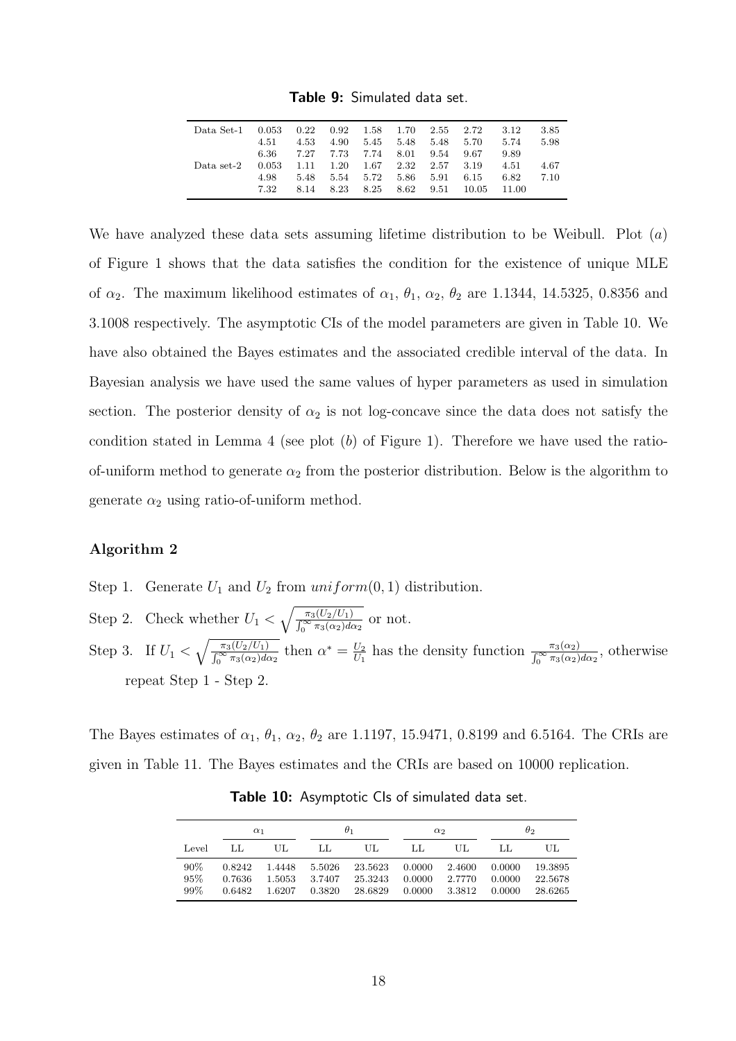**Table 9:** Simulated data set.

| | | | | | | | | | |
|---|---|---|---|---|---|---|---|---|---|
| Data Set-1 | 0.053 | 0.22 | 0.92 | 1.58 | 1.70 | 2.55 | 2.72 | 3.12 | 3.85 |
| | 4.51 | 4.53 | 4.90 | 5.45 | 5.48 | 5.48 | 5.70 | 5.74 | 5.98 |
| | 6.36 | 7.27 | 7.73 | 7.74 | 8.01 | 9.54 | 9.67 | 9.89 | |
| Data set-2 | 0.053 | 1.11 | 1.20 | 1.67 | 2.32 | 2.57 | 3.19 | 4.51 | 4.67 |
| | 4.98 | 5.48 | 5.54 | 5.72 | 5.86 | 5.91 | 6.15 | 6.82 | 7.10 |
| | 7.32 | 8.14 | 8.23 | 8.25 | 8.62 | 9.51 | 10.05 | 11.00 | |

We have analyzed these data sets assuming lifetime distribution to be Weibull. Plot (*a*) of Figure 1 shows that the data satisfies the condition for the existence of unique MLE of $\alpha_2$. The maximum likelihood estimates of $\alpha_1$, $\theta_1$, $\alpha_2$, $\theta_2$ are 1.1344, 14.5325, 0.8356 and 3.1008 respectively. The asymptotic CIs of the model parameters are given in Table 10. We have also obtained the Bayes estimates and the associated credible interval of the data. In Bayesian analysis we have used the same values of hyper parameters as used in simulation section. The posterior density of $\alpha_2$ is not log-concave since the data does not satisfy the condition stated in Lemma 4 (see plot (*b*) of Figure 1). Therefore we have used the ratio-of-uniform method to generate $\alpha_2$ from the posterior distribution. Below is the algorithm to generate $\alpha_2$ using ratio-of-uniform method.

### Algorithm 2

Step 1. Generate $U_1$ and $U_2$ from $uniform(0,1)$ distribution.

Step 2. Check whether $U_1 < \sqrt{\frac{\pi_3(U_2/U_1)}{\int_0^\infty \pi_3(\alpha_2)d\alpha_2}}$ or not.

Step 3. If $U_1 < \sqrt{\frac{\pi_3(U_2/U_1)}{\int_0^\infty \pi_3(\alpha_2)d\alpha_2}}$ then $\alpha^* = \frac{U_2}{U_1}$ has the density function $\frac{\pi_3(\alpha_2)}{\int_0^\infty \pi_3(\alpha_2)d\alpha_2}$, otherwise repeat Step 1 - Step 2.

The Bayes estimates of $\alpha_1$, $\theta_1$, $\alpha_2$, $\theta_2$ are 1.1197, 15.9471, 0.8199 and 6.5164. The CRIs are given in Table 11. The Bayes estimates and the CRIs are based on 10000 replication.

**Table 10:** Asymptotic CIs of simulated data set.

| | $\alpha_1$ | | $\theta_1$ | | $\alpha_2$ | | $\theta_2$ | |
|---|---|---|---|---|---|---|---|---|
| Level | LL | UL | LL | UL | LL | UL | LL | UL |
| 90% | 0.8242 | 1.4448 | 5.5026 | 23.5623 | 0.0000 | 2.4600 | 0.0000 | 19.3895 |
| 95% | 0.7636 | 1.5053 | 3.7407 | 25.3243 | 0.0000 | 2.7770 | 0.0000 | 22.5678 |
| 99% | 0.6482 | 1.6207 | 0.3820 | 28.6829 | 0.0000 | 3.3812 | 0.0000 | 28.6265 |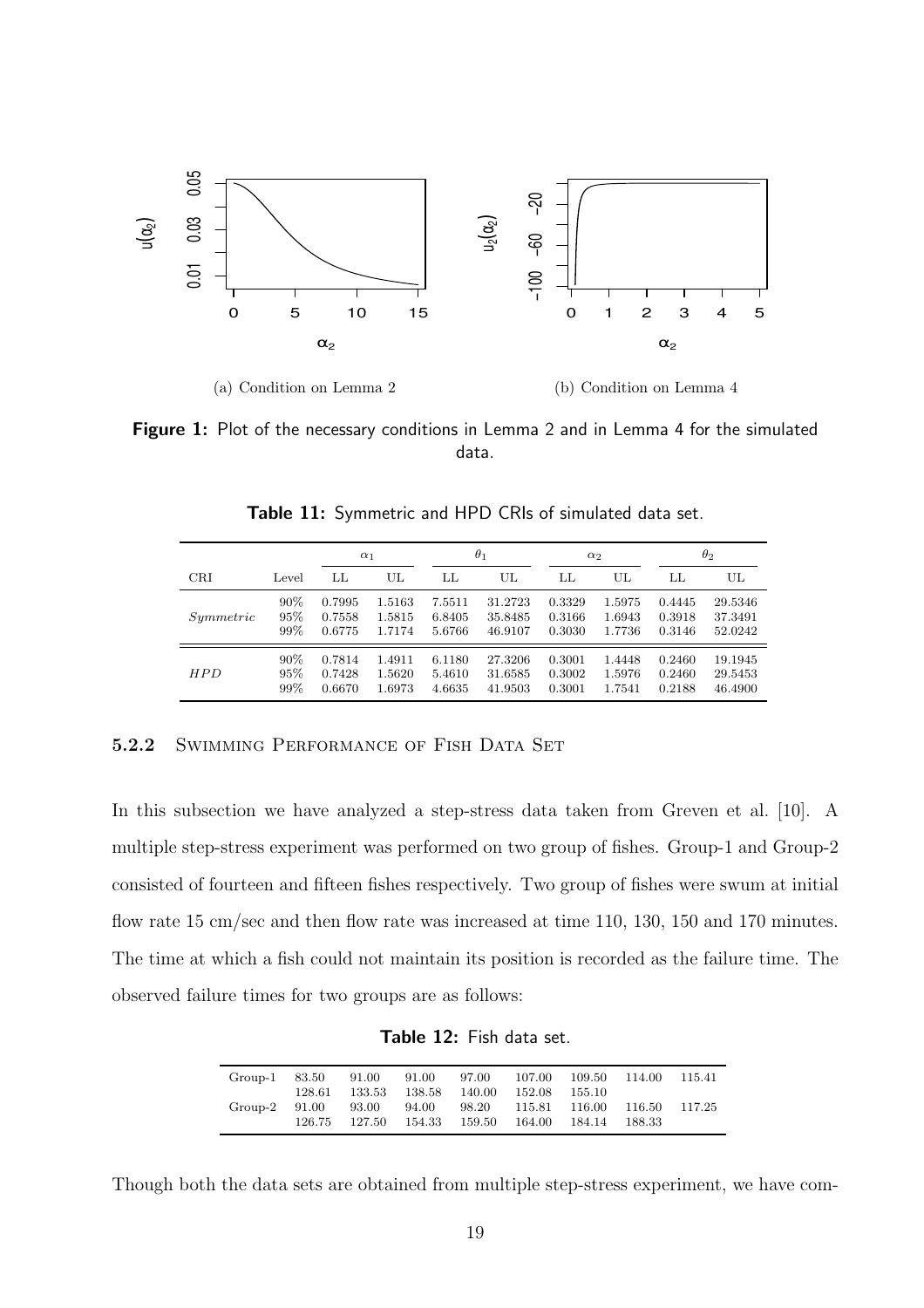(a) Condition on Lemma 2

(b) Condition on Lemma 4

**Figure 1:** Plot of the necessary conditions in Lemma 2 and in Lemma 4 for the simulated data.

**Table 11:** Symmetric and HPD CRIs of simulated data set.

| | | $\alpha_1$ | | $\theta_1$ | | $\alpha_2$ | | $\theta_2$ | |
|---|---|---|---|---|---|---|---|---|---|
| CRI | Level | LL | UL | LL | UL | LL | UL | LL | UL |
| *Symmetric* | 90% | 0.7995 | 1.5163 | 7.5511 | 31.2723 | 0.3329 | 1.5975 | 0.4445 | 29.5346 |
| | 95% | 0.7558 | 1.5815 | 6.8405 | 35.8485 | 0.3166 | 1.6943 | 0.3918 | 37.3491 |
| | 99% | 0.6775 | 1.7174 | 5.6766 | 46.9107 | 0.3030 | 1.7736 | 0.3146 | 52.0242 |
| *HPD* | 90% | 0.7814 | 1.4911 | 6.1180 | 27.3206 | 0.3001 | 1.4448 | 0.2460 | 19.1945 |
| | 95% | 0.7428 | 1.5620 | 5.4610 | 31.6585 | 0.3002 | 1.5976 | 0.2460 | 29.5453 |
| | 99% | 0.6670 | 1.6973 | 4.6635 | 41.9503 | 0.3001 | 1.7541 | 0.2188 | 46.4900 |

### 5.2.2 Swimming Performance of Fish Data Set

In this subsection we have analyzed a step-stress data taken from Greven et al. [10]. A multiple step-stress experiment was performed on two group of fishes. Group-1 and Group-2 consisted of fourteen and fifteen fishes respectively. Two group of fishes were swum at initial flow rate 15 cm/sec and then flow rate was increased at time 110, 130, 150 and 170 minutes. The time at which a fish could not maintain its position is recorded as the failure time. The observed failure times for two groups are as follows:

**Table 12:** Fish data set.

| | | | | | | | | |
|---|---|---|---|---|---|---|---|---|
| Group-1 | 83.50 | 91.00 | 91.00 | 97.00 | 107.00 | 109.50 | 114.00 | 115.41 |
| | 128.61 | 133.53 | 138.58 | 140.00 | 152.08 | 155.10 | | |
| Group-2 | 91.00 | 93.00 | 94.00 | 98.20 | 115.81 | 116.00 | 116.50 | 117.25 |
| | 126.75 | 127.50 | 154.33 | 159.50 | 164.00 | 184.14 | 188.33 | |

Though both the data sets are obtained from multiple step-stress experiment, we have com-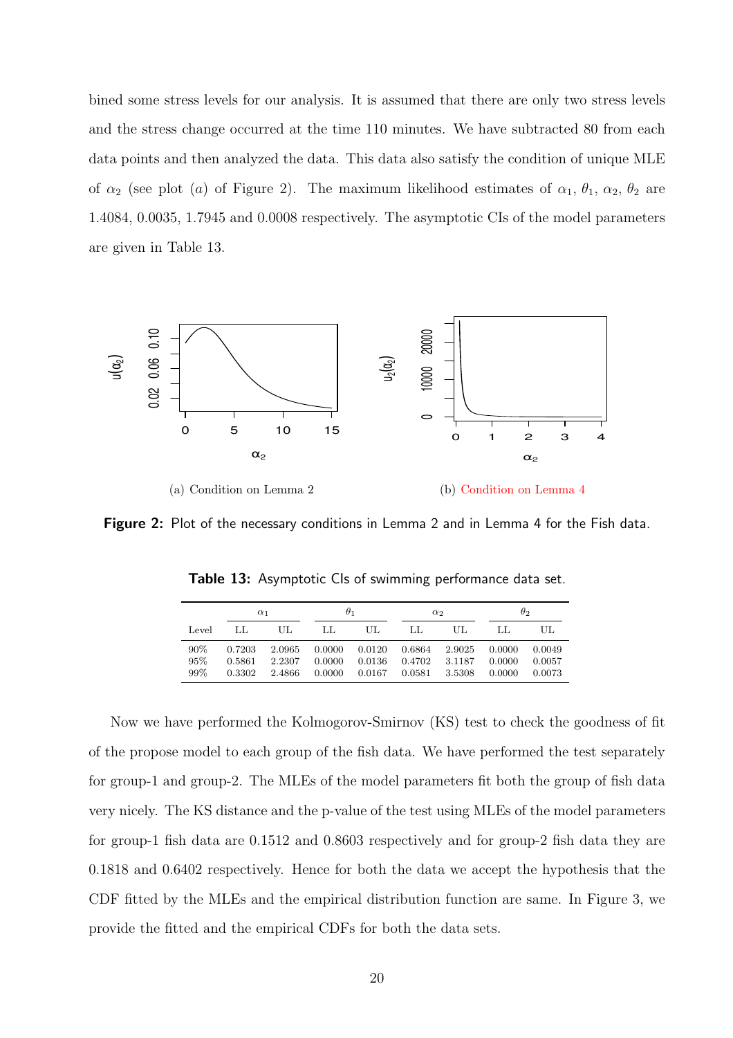bined some stress levels for our analysis. It is assumed that there are only two stress levels and the stress change occurred at the time 110 minutes. We have subtracted 80 from each data points and then analyzed the data. This data also satisfy the condition of unique MLE of $\alpha_2$ (see plot $(a)$ of Figure 2). The maximum likelihood estimates of $\alpha_1$, $\theta_1$, $\alpha_2$, $\theta_2$ are 1.4084, 0.0035, 1.7945 and 0.0008 respectively. The asymptotic CIs of the model parameters are given in Table 13.

(a) Condition on Lemma 2

(b) Condition on Lemma 4

**Figure 2:** Plot of the necessary conditions in Lemma 2 and in Lemma 4 for the Fish data.

**Table 13:** Asymptotic CIs of swimming performance data set.

| | $\alpha_1$ | | $\theta_1$ | | $\alpha_2$ | | $\theta_2$ | |
|---|---|---|---|---|---|---|---|---|
| Level | LL | UL | LL | UL | LL | UL | LL | UL |
| 90% | 0.7203 | 2.0965 | 0.0000 | 0.0120 | 0.6864 | 2.9025 | 0.0000 | 0.0049 |
| 95% | 0.5861 | 2.2307 | 0.0000 | 0.0136 | 0.4702 | 3.1187 | 0.0000 | 0.0057 |
| 99% | 0.3302 | 2.4866 | 0.0000 | 0.0167 | 0.0581 | 3.5308 | 0.0000 | 0.0073 |

Now we have performed the Kolmogorov-Smirnov (KS) test to check the goodness of fit of the propose model to each group of the fish data. We have performed the test separately for group-1 and group-2. The MLEs of the model parameters fit both the group of fish data very nicely. The KS distance and the p-value of the test using MLEs of the model parameters for group-1 fish data are 0.1512 and 0.8603 respectively and for group-2 fish data they are 0.1818 and 0.6402 respectively. Hence for both the data we accept the hypothesis that the CDF fitted by the MLEs and the empirical distribution function are same. In Figure 3, we provide the fitted and the empirical CDFs for both the data sets.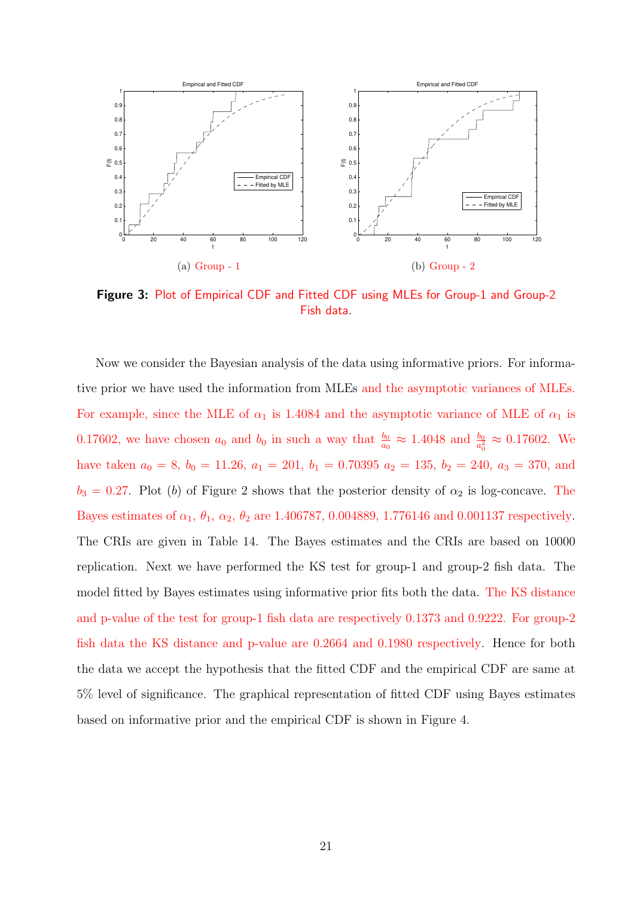(a) Group - 1

(b) Group - 2

**Figure 3:** Plot of Empirical CDF and Fitted CDF using MLEs for Group-1 and Group-2 Fish data.

Now we consider the Bayesian analysis of the data using informative priors. For informative prior we have used the information from MLEs and the asymptotic variances of MLEs. For example, since the MLE of $\alpha_1$ is 1.4084 and the asymptotic variance of MLE of $\alpha_1$ is 0.17602, we have chosen $a_0$ and $b_0$ in such a way that $\frac{b_0}{a_0} \approx 1.4048$ and $\frac{b_0}{a_0^2} \approx 0.17602$. We have taken $a_0 = 8$, $b_0 = 11.26$, $a_1 = 201$, $b_1 = 0.70395$ $a_2 = 135$, $b_2 = 240$, $a_3 = 370$, and $b_3 = 0.27$. Plot $(b)$ of Figure 2 shows that the posterior density of $\alpha_2$ is log-concave. The Bayes estimates of $\alpha_1$, $\theta_1$, $\alpha_2$, $\theta_2$ are 1.406787, 0.004889, 1.776146 and 0.001137 respectively. The CRIs are given in Table 14. The Bayes estimates and the CRIs are based on 10000 replication. Next we have performed the KS test for group-1 and group-2 fish data. The model fitted by Bayes estimates using informative prior fits both the data. The KS distance and p-value of the test for group-1 fish data are respectively 0.1373 and 0.9222. For group-2 fish data the KS distance and p-value are 0.2664 and 0.1980 respectively. Hence for both the data we accept the hypothesis that the fitted CDF and the empirical CDF are same at 5% level of significance. The graphical representation of fitted CDF using Bayes estimates based on informative prior and the empirical CDF is shown in Figure 4.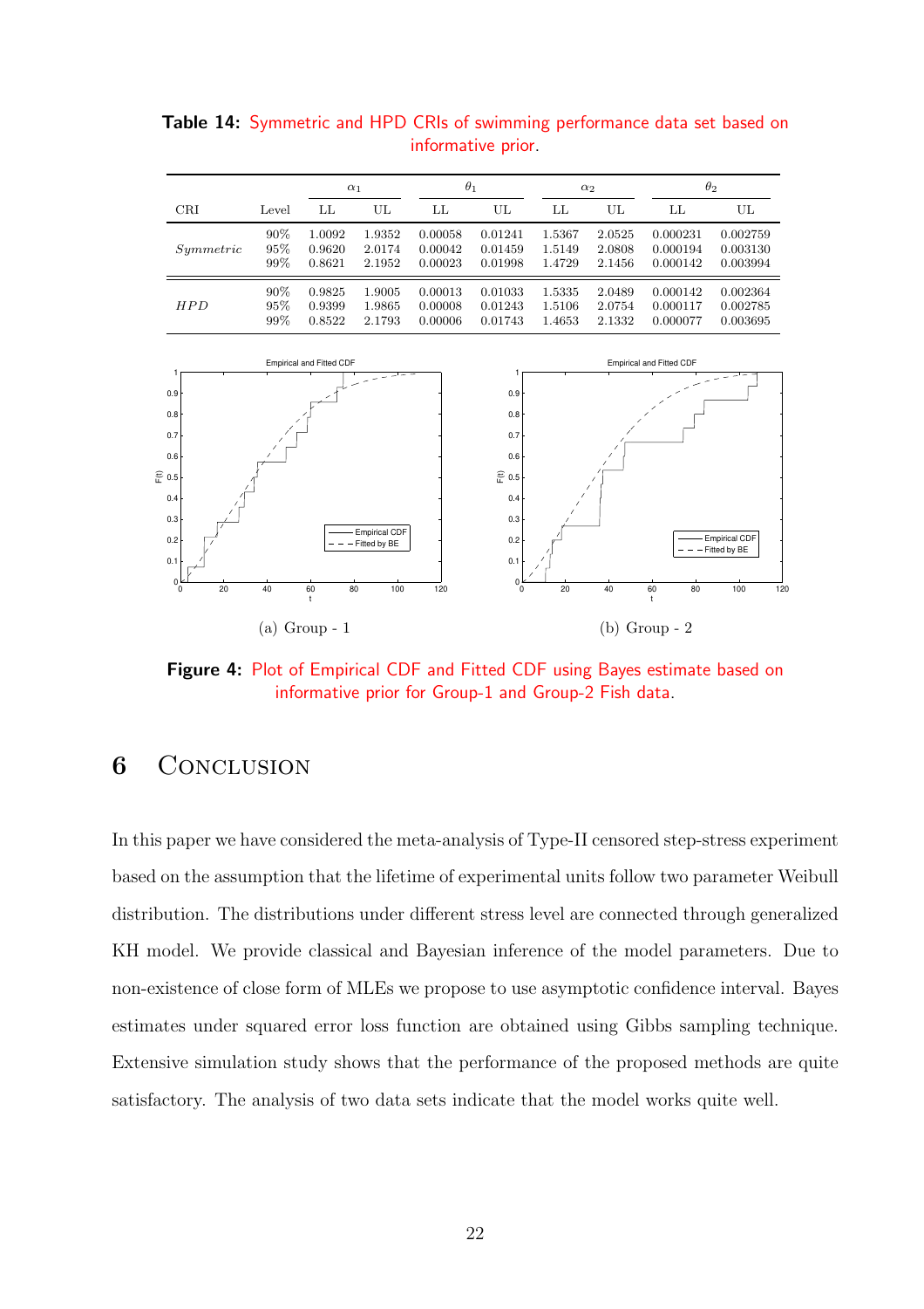**Table 14:** Symmetric and HPD CRIs of swimming performance data set based on informative prior.

| CRI | Level | $\alpha_1$ | | $\theta_1$ | | $\alpha_2$ | | $\theta_2$ | |
|---|---|---|---|---|---|---|---|---|---|
| | | LL | UL | LL | UL | LL | UL | LL | UL |
| *Symmetric* | 90% | 1.0092 | 1.9352 | 0.00058 | 0.01241 | 1.5367 | 2.0525 | 0.000231 | 0.002759 |
| | 95% | 0.9620 | 2.0174 | 0.00042 | 0.01459 | 1.5149 | 2.0808 | 0.000194 | 0.003130 |
| | 99% | 0.8621 | 2.1952 | 0.00023 | 0.01998 | 1.4729 | 2.1456 | 0.000142 | 0.003994 |
| *HPD* | 90% | 0.9825 | 1.9005 | 0.00013 | 0.01033 | 1.5335 | 2.0489 | 0.000142 | 0.002364 |
| | 95% | 0.9399 | 1.9865 | 0.00008 | 0.01243 | 1.5106 | 2.0754 | 0.000117 | 0.002785 |
| | 99% | 0.8522 | 2.1793 | 0.00006 | 0.01743 | 1.4653 | 2.1332 | 0.000077 | 0.003695 |

(a) Group - 1

(b) Group - 2

**Figure 4:** Plot of Empirical CDF and Fitted CDF using Bayes estimate based on informative prior for Group-1 and Group-2 Fish data.

## 6 Conclusion

In this paper we have considered the meta-analysis of Type-II censored step-stress experiment based on the assumption that the lifetime of experimental units follow two parameter Weibull distribution. The distributions under different stress level are connected through generalized KH model. We provide classical and Bayesian inference of the model parameters. Due to non-existence of close form of MLEs we propose to use asymptotic confidence interval. Bayes estimates under squared error loss function are obtained using Gibbs sampling technique. Extensive simulation study shows that the performance of the proposed methods are quite satisfactory. The analysis of two data sets indicate that the model works quite well.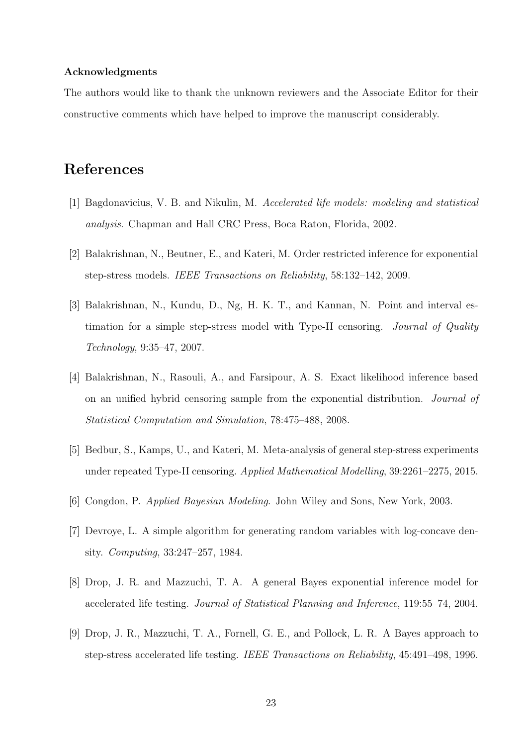### Acknowledgments

The authors would like to thank the unknown reviewers and the Associate Editor for their constructive comments which have helped to improve the manuscript considerably.

# References

[1] Bagdonavicius, V. B. and Nikulin, M. *Accelerated life models: modeling and statistical analysis*. Chapman and Hall CRC Press, Boca Raton, Florida, 2002.

[2] Balakrishnan, N., Beutner, E., and Kateri, M. Order restricted inference for exponential step-stress models. *IEEE Transactions on Reliability*, 58:132–142, 2009.

[3] Balakrishnan, N., Kundu, D., Ng, H. K. T., and Kannan, N. Point and interval estimation for a simple step-stress model with Type-II censoring. *Journal of Quality Technology*, 9:35–47, 2007.

[4] Balakrishnan, N., Rasouli, A., and Farsipour, A. S. Exact likelihood inference based on an unified hybrid censoring sample from the exponential distribution. *Journal of Statistical Computation and Simulation*, 78:475–488, 2008.

[5] Bedbur, S., Kamps, U., and Kateri, M. Meta-analysis of general step-stress experiments under repeated Type-II censoring. *Applied Mathematical Modelling*, 39:2261–2275, 2015.

[6] Congdon, P. *Applied Bayesian Modeling*. John Wiley and Sons, New York, 2003.

[7] Devroye, L. A simple algorithm for generating random variables with log-concave density. *Computing*, 33:247–257, 1984.

[8] Drop, J. R. and Mazzuchi, T. A. A general Bayes exponential inference model for accelerated life testing. *Journal of Statistical Planning and Inference*, 119:55–74, 2004.

[9] Drop, J. R., Mazzuchi, T. A., Fornell, G. E., and Pollock, L. R. A Bayes approach to step-stress accelerated life testing. *IEEE Transactions on Reliability*, 45:491–498, 1996.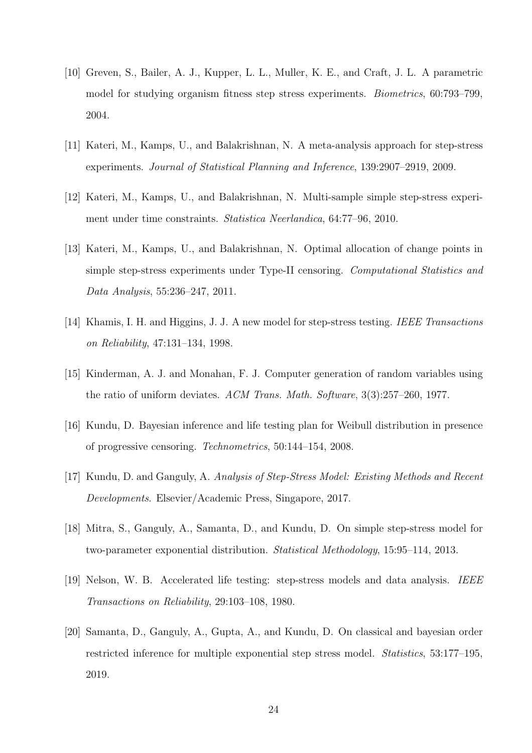[10] Greven, S., Bailer, A. J., Kupper, L. L., Muller, K. E., and Craft, J. L. A parametric model for studying organism fitness step stress experiments. *Biometrics*, 60:793–799, 2004.

[11] Kateri, M., Kamps, U., and Balakrishnan, N. A meta-analysis approach for step-stress experiments. *Journal of Statistical Planning and Inference*, 139:2907–2919, 2009.

[12] Kateri, M., Kamps, U., and Balakrishnan, N. Multi-sample simple step-stress experiment under time constraints. *Statistica Neerlandica*, 64:77–96, 2010.

[13] Kateri, M., Kamps, U., and Balakrishnan, N. Optimal allocation of change points in simple step-stress experiments under Type-II censoring. *Computational Statistics and Data Analysis*, 55:236–247, 2011.

[14] Khamis, I. H. and Higgins, J. J. A new model for step-stress testing. *IEEE Transactions on Reliability*, 47:131–134, 1998.

[15] Kinderman, A. J. and Monahan, F. J. Computer generation of random variables using the ratio of uniform deviates. *ACM Trans. Math. Software*, 3(3):257–260, 1977.

[16] Kundu, D. Bayesian inference and life testing plan for Weibull distribution in presence of progressive censoring. *Technometrics*, 50:144–154, 2008.

[17] Kundu, D. and Ganguly, A. *Analysis of Step-Stress Model: Existing Methods and Recent Developments*. Elsevier/Academic Press, Singapore, 2017.

[18] Mitra, S., Ganguly, A., Samanta, D., and Kundu, D. On simple step-stress model for two-parameter exponential distribution. *Statistical Methodology*, 15:95–114, 2013.

[19] Nelson, W. B. Accelerated life testing: step-stress models and data analysis. *IEEE Transactions on Reliability*, 29:103–108, 1980.

[20] Samanta, D., Ganguly, A., Gupta, A., and Kundu, D. On classical and bayesian order restricted inference for multiple exponential step stress model. *Statistics*, 53:177–195, 2019.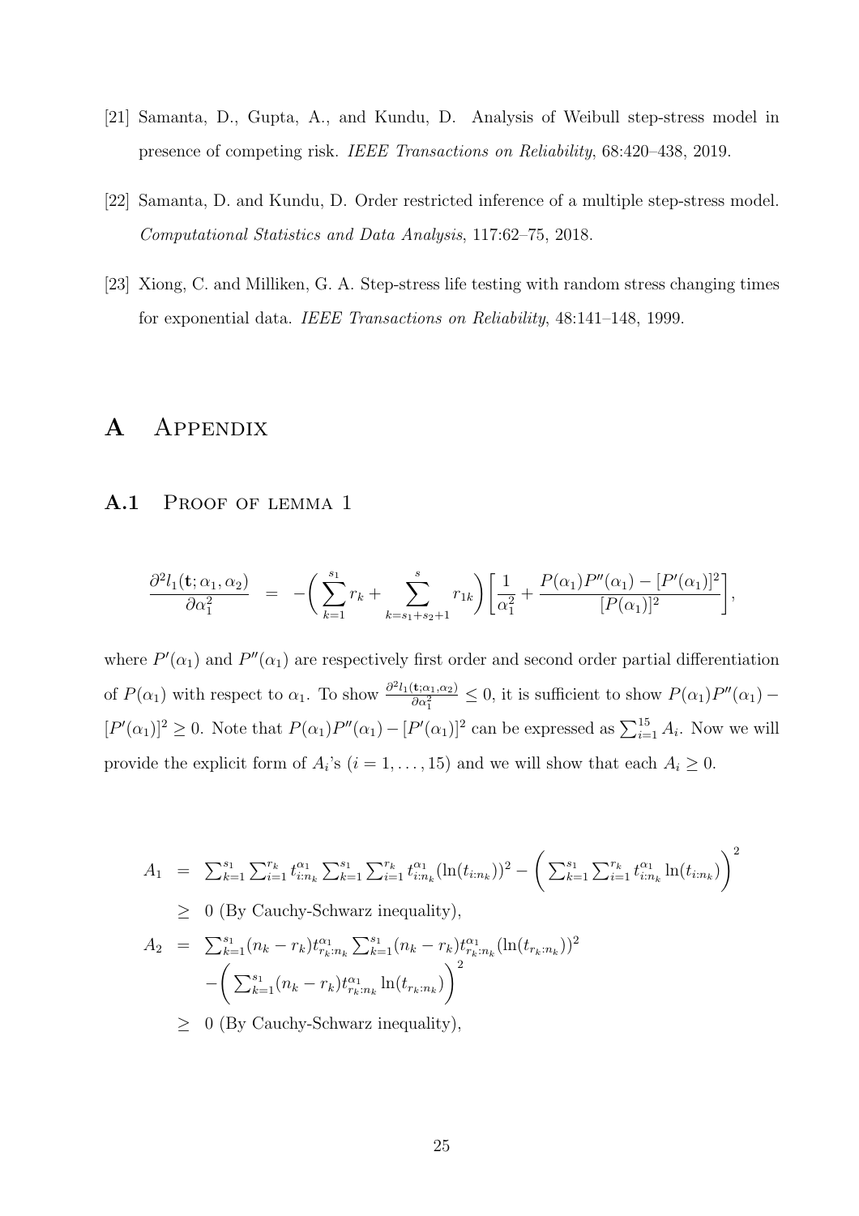[21] Samanta, D., Gupta, A., and Kundu, D. Analysis of Weibull step-stress model in presence of competing risk. *IEEE Transactions on Reliability*, 68:420–438, 2019.

[22] Samanta, D. and Kundu, D. Order restricted inference of a multiple step-stress model. *Computational Statistics and Data Analysis*, 117:62–75, 2018.

[23] Xiong, C. and Milliken, G. A. Step-stress life testing with random stress changing times for exponential data. *IEEE Transactions on Reliability*, 48:141–148, 1999.

# A Appendix

## A.1 Proof of lemma 1

$$
\frac{\partial^2 l_1(\mathbf{t};\alpha_1,\alpha_2)}{\partial \alpha_1^2} = -\bigg(\sum_{k=1}^{s_1} r_k + \sum_{k=s_1+s_2+1}^{s} r_{1k}\bigg)\bigg[\frac{1}{\alpha_1^2} + \frac{P(\alpha_1)P''(\alpha_1) - [P'(\alpha_1)]^2}{[P(\alpha_1)]^2}\bigg],
$$

where $P'(\alpha_1)$ and $P''(\alpha_1)$ are respectively first order and second order partial differentiation of $P(\alpha_1)$ with respect to $\alpha_1$. To show $\frac{\partial^2 l_1(\mathbf{t};\alpha_1,\alpha_2)}{\partial \alpha_1^2} \leq 0$, it is sufficient to show $P(\alpha_1)P''(\alpha_1) - [P'(\alpha_1)]^2 \geq 0$. Note that $P(\alpha_1)P''(\alpha_1) - [P'(\alpha_1)]^2$ can be expressed as $\sum_{i=1}^{15} A_i$. Now we will provide the explicit form of $A_i$'s $(i = 1, \ldots, 15)$ and we will show that each $A_i \geq 0$.

$$
\begin{aligned}
A_1 &= \textstyle\sum_{k=1}^{s_1}\sum_{i=1}^{r_k} t_{i:n_k}^{\alpha_1} \sum_{k=1}^{s_1}\sum_{i=1}^{r_k} t_{i:n_k}^{\alpha_1}(\ln(t_{i:n_k}))^2 - \bigg(\sum_{k=1}^{s_1}\sum_{i=1}^{r_k} t_{i:n_k}^{\alpha_1}\ln(t_{i:n_k})\bigg)^2 \\
&\geq 0 \text{ (By Cauchy-Schwarz inequality)}, \\
A_2 &= \textstyle\sum_{k=1}^{s_1}(n_k - r_k)t_{r_k:n_k}^{\alpha_1} \sum_{k=1}^{s_1}(n_k - r_k)t_{r_k:n_k}^{\alpha_1}(\ln(t_{r_k:n_k}))^2 \\
&\quad -\bigg(\textstyle\sum_{k=1}^{s_1}(n_k - r_k)t_{r_k:n_k}^{\alpha_1}\ln(t_{r_k:n_k})\bigg)^2 \\
&\geq 0 \text{ (By Cauchy-Schwarz inequality)},
\end{aligned}
$$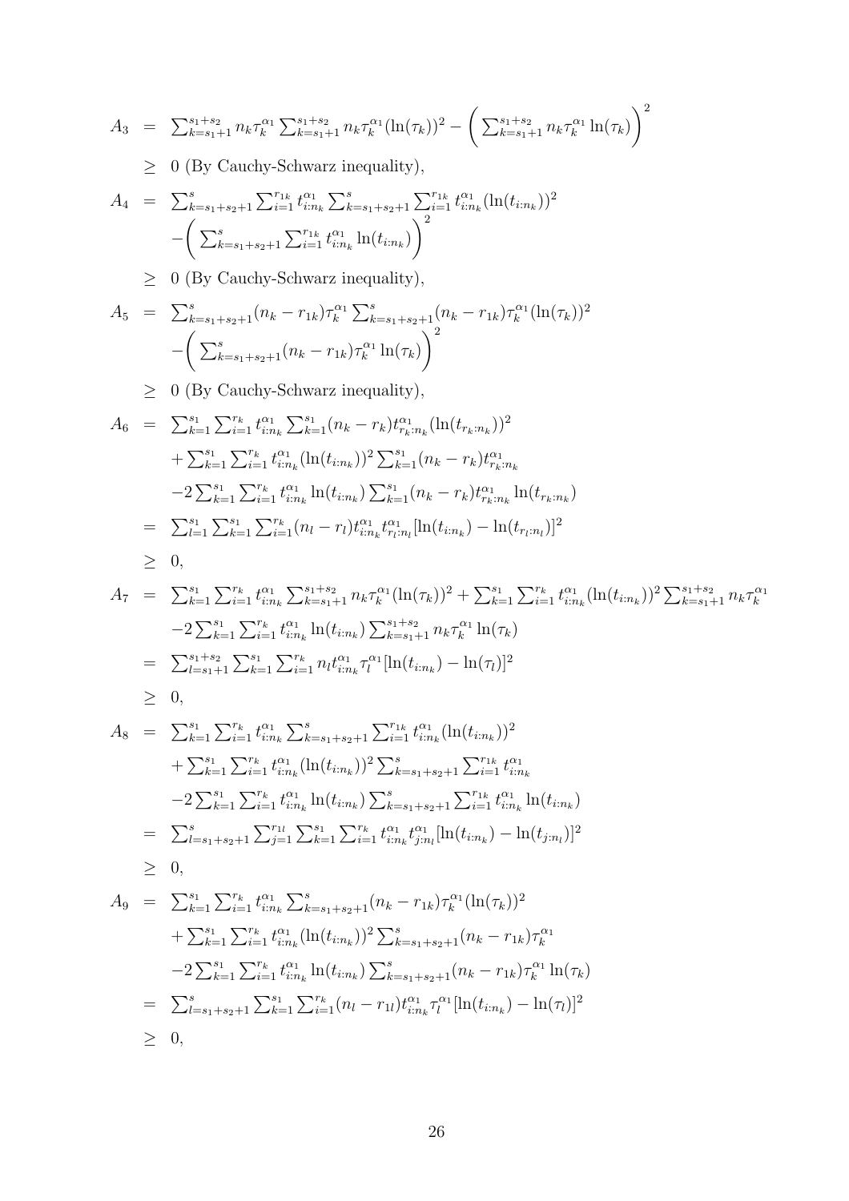$$
\begin{aligned}
A_3 &= \sum_{k=s_1+1}^{s_1+s_2} n_k\tau_k^{\alpha_1}\sum_{k=s_1+1}^{s_1+s_2} n_k\tau_k^{\alpha_1}(\ln(\tau_k))^2 - \left(\sum_{k=s_1+1}^{s_1+s_2} n_k\tau_k^{\alpha_1}\ln(\tau_k)\right)^2 \\
&\geq 0 \text{ (By Cauchy-Schwarz inequality)}, \\
A_4 &= \sum_{k=s_1+s_2+1}^{s}\sum_{i=1}^{r_{1k}} t_{i:n_k}^{\alpha_1}\sum_{k=s_1+s_2+1}^{s}\sum_{i=1}^{r_{1k}} t_{i:n_k}^{\alpha_1}(\ln(t_{i:n_k}))^2 \\
&\quad -\left(\sum_{k=s_1+s_2+1}^{s}\sum_{i=1}^{r_{1k}} t_{i:n_k}^{\alpha_1}\ln(t_{i:n_k})\right)^2 \\
&\geq 0 \text{ (By Cauchy-Schwarz inequality)}, \\
A_5 &= \sum_{k=s_1+s_2+1}^{s}(n_k-r_{1k})\tau_k^{\alpha_1}\sum_{k=s_1+s_2+1}^{s}(n_k-r_{1k})\tau_k^{\alpha_1}(\ln(\tau_k))^2 \\
&\quad -\left(\sum_{k=s_1+s_2+1}^{s}(n_k-r_{1k})\tau_k^{\alpha_1}\ln(\tau_k)\right)^2 \\
&\geq 0 \text{ (By Cauchy-Schwarz inequality)}, \\
A_6 &= \sum_{k=1}^{s_1}\sum_{i=1}^{r_k} t_{i:n_k}^{\alpha_1}\sum_{k=1}^{s_1}(n_k-r_k)t_{r_k:n_k}^{\alpha_1}(\ln(t_{r_k:n_k}))^2 \\
&\quad +\sum_{k=1}^{s_1}\sum_{i=1}^{r_k} t_{i:n_k}^{\alpha_1}(\ln(t_{i:n_k}))^2\sum_{k=1}^{s_1}(n_k-r_k)t_{r_k:n_k}^{\alpha_1} \\
&\quad -2\sum_{k=1}^{s_1}\sum_{i=1}^{r_k} t_{i:n_k}^{\alpha_1}\ln(t_{i:n_k})\sum_{k=1}^{s_1}(n_k-r_k)t_{r_k:n_k}^{\alpha_1}\ln(t_{r_k:n_k}) \\
&= \sum_{l=1}^{s_1}\sum_{k=1}^{s_1}\sum_{i=1}^{r_k}(n_l-r_l)t_{i:n_k}^{\alpha_1}t_{r_l:n_l}^{\alpha_1}[\ln(t_{i:n_k})-\ln(t_{r_l:n_l})]^2 \\
&\geq 0, \\
A_7 &= \sum_{k=1}^{s_1}\sum_{i=1}^{r_k} t_{i:n_k}^{\alpha_1}\sum_{k=s_1+1}^{s_1+s_2} n_k\tau_k^{\alpha_1}(\ln(\tau_k))^2 + \sum_{k=1}^{s_1}\sum_{i=1}^{r_k} t_{i:n_k}^{\alpha_1}(\ln(t_{i:n_k}))^2\sum_{k=s_1+1}^{s_1+s_2} n_k\tau_k^{\alpha_1} \\
&\quad -2\sum_{k=1}^{s_1}\sum_{i=1}^{r_k} t_{i:n_k}^{\alpha_1}\ln(t_{i:n_k})\sum_{k=s_1+1}^{s_1+s_2} n_k\tau_k^{\alpha_1}\ln(\tau_k) \\
&= \sum_{l=s_1+1}^{s_1+s_2}\sum_{k=1}^{s_1}\sum_{i=1}^{r_k} n_l t_{i:n_k}^{\alpha_1}\tau_l^{\alpha_1}[\ln(t_{i:n_k})-\ln(\tau_l)]^2 \\
&\geq 0, \\
A_8 &= \sum_{k=1}^{s_1}\sum_{i=1}^{r_k} t_{i:n_k}^{\alpha_1}\sum_{k=s_1+s_2+1}^{s}\sum_{i=1}^{r_{1k}} t_{i:n_k}^{\alpha_1}(\ln(t_{i:n_k}))^2 \\
&\quad +\sum_{k=1}^{s_1}\sum_{i=1}^{r_k} t_{i:n_k}^{\alpha_1}(\ln(t_{i:n_k}))^2\sum_{k=s_1+s_2+1}^{s}\sum_{i=1}^{r_{1k}} t_{i:n_k}^{\alpha_1} \\
&\quad -2\sum_{k=1}^{s_1}\sum_{i=1}^{r_k} t_{i:n_k}^{\alpha_1}\ln(t_{i:n_k})\sum_{k=s_1+s_2+1}^{s}\sum_{i=1}^{r_{1k}} t_{i:n_k}^{\alpha_1}\ln(t_{i:n_k}) \\
&= \sum_{l=s_1+s_2+1}^{s}\sum_{j=1}^{r_{1l}}\sum_{k=1}^{s_1}\sum_{i=1}^{r_k} t_{i:n_k}^{\alpha_1}t_{j:n_l}^{\alpha_1}[\ln(t_{i:n_k})-\ln(t_{j:n_l})]^2 \\
&\geq 0, \\
A_9 &= \sum_{k=1}^{s_1}\sum_{i=1}^{r_k} t_{i:n_k}^{\alpha_1}\sum_{k=s_1+s_2+1}^{s}(n_k-r_{1k})\tau_k^{\alpha_1}(\ln(\tau_k))^2 \\
&\quad +\sum_{k=1}^{s_1}\sum_{i=1}^{r_k} t_{i:n_k}^{\alpha_1}(\ln(t_{i:n_k}))^2\sum_{k=s_1+s_2+1}^{s}(n_k-r_{1k})\tau_k^{\alpha_1} \\
&\quad -2\sum_{k=1}^{s_1}\sum_{i=1}^{r_k} t_{i:n_k}^{\alpha_1}\ln(t_{i:n_k})\sum_{k=s_1+s_2+1}^{s}(n_k-r_{1k})\tau_k^{\alpha_1}\ln(\tau_k) \\
&= \sum_{l=s_1+s_2+1}^{s}\sum_{k=1}^{s_1}\sum_{i=1}^{r_k}(n_l-r_{1l})t_{i:n_k}^{\alpha_1}\tau_l^{\alpha_1}[\ln(t_{i:n_k})-\ln(\tau_l)]^2 \\
&\geq 0,
\end{aligned}
$$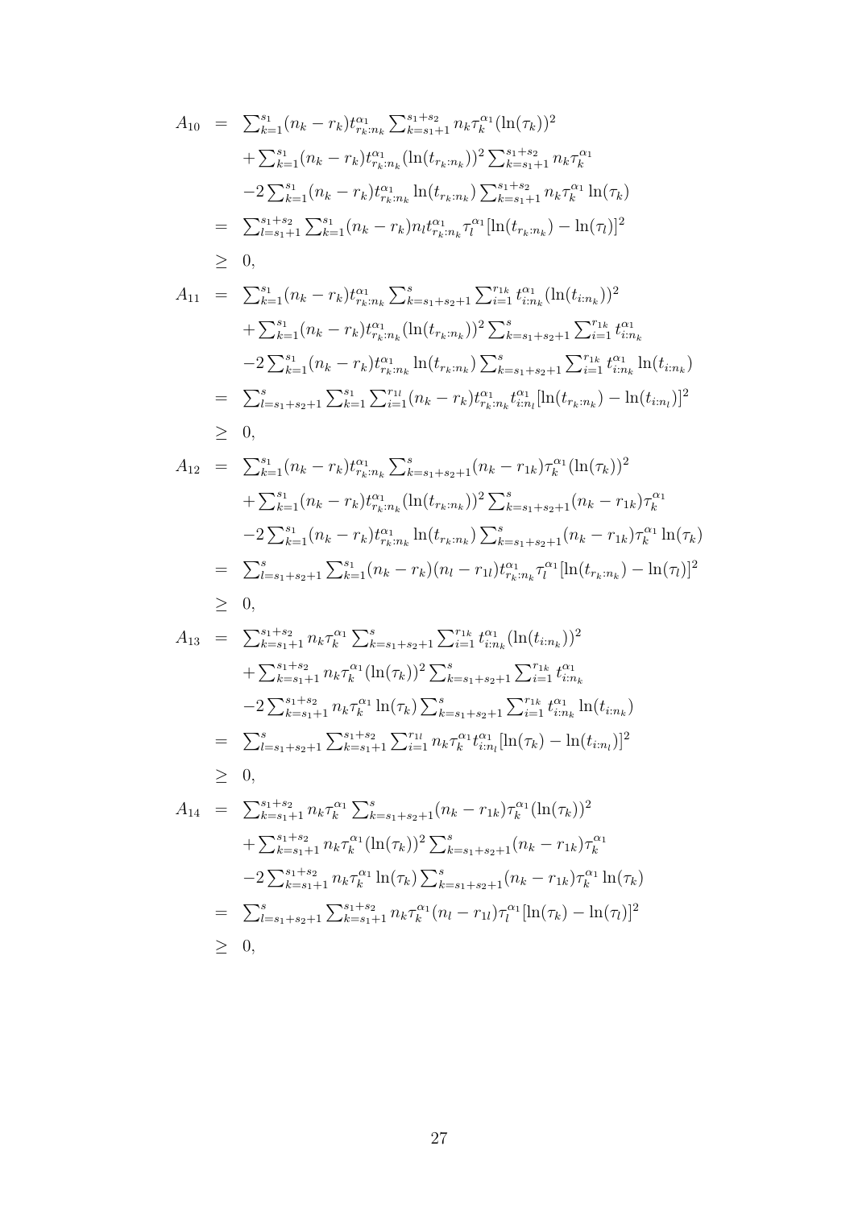$$
\begin{aligned}
A_{10} &= \sum_{k=1}^{s_1}(n_k-r_k)t_{r_k:n_k}^{\alpha_1}\sum_{k=s_1+1}^{s_1+s_2}n_k\tau_k^{\alpha_1}(\ln(\tau_k))^2 \\
&\quad+\sum_{k=1}^{s_1}(n_k-r_k)t_{r_k:n_k}^{\alpha_1}(\ln(t_{r_k:n_k}))^2\sum_{k=s_1+1}^{s_1+s_2}n_k\tau_k^{\alpha_1} \\
&\quad-2\sum_{k=1}^{s_1}(n_k-r_k)t_{r_k:n_k}^{\alpha_1}\ln(t_{r_k:n_k})\sum_{k=s_1+1}^{s_1+s_2}n_k\tau_k^{\alpha_1}\ln(\tau_k) \\
&= \sum_{l=s_1+1}^{s_1+s_2}\sum_{k=1}^{s_1}(n_k-r_k)n_l t_{r_k:n_k}^{\alpha_1}\tau_l^{\alpha_1}[\ln(t_{r_k:n_k})-\ln(\tau_l)]^2 \\
&\geq 0,
\end{aligned}
$$

$$
\begin{aligned}
A_{11} &= \sum_{k=1}^{s_1}(n_k-r_k)t_{r_k:n_k}^{\alpha_1}\sum_{k=s_1+s_2+1}^{s}\sum_{i=1}^{r_{1k}}t_{i:n_k}^{\alpha_1}(\ln(t_{i:n_k}))^2 \\
&\quad+\sum_{k=1}^{s_1}(n_k-r_k)t_{r_k:n_k}^{\alpha_1}(\ln(t_{r_k:n_k}))^2\sum_{k=s_1+s_2+1}^{s}\sum_{i=1}^{r_{1k}}t_{i:n_k}^{\alpha_1} \\
&\quad-2\sum_{k=1}^{s_1}(n_k-r_k)t_{r_k:n_k}^{\alpha_1}\ln(t_{r_k:n_k})\sum_{k=s_1+s_2+1}^{s}\sum_{i=1}^{r_{1k}}t_{i:n_k}^{\alpha_1}\ln(t_{i:n_k}) \\
&= \sum_{l=s_1+s_2+1}^{s}\sum_{k=1}^{s_1}\sum_{i=1}^{r_{1l}}(n_k-r_k)t_{r_k:n_k}^{\alpha_1}t_{i:n_l}^{\alpha_1}[\ln(t_{r_k:n_k})-\ln(t_{i:n_l})]^2 \\
&\geq 0,
\end{aligned}
$$

$$
\begin{aligned}
A_{12} &= \sum_{k=1}^{s_1}(n_k-r_k)t_{r_k:n_k}^{\alpha_1}\sum_{k=s_1+s_2+1}^{s}(n_k-r_{1k})\tau_k^{\alpha_1}(\ln(\tau_k))^2 \\
&\quad+\sum_{k=1}^{s_1}(n_k-r_k)t_{r_k:n_k}^{\alpha_1}(\ln(t_{r_k:n_k}))^2\sum_{k=s_1+s_2+1}^{s}(n_k-r_{1k})\tau_k^{\alpha_1} \\
&\quad-2\sum_{k=1}^{s_1}(n_k-r_k)t_{r_k:n_k}^{\alpha_1}\ln(t_{r_k:n_k})\sum_{k=s_1+s_2+1}^{s}(n_k-r_{1k})\tau_k^{\alpha_1}\ln(\tau_k) \\
&= \sum_{l=s_1+s_2+1}^{s}\sum_{k=1}^{s_1}(n_k-r_k)(n_l-r_{1l})t_{r_k:n_k}^{\alpha_1}\tau_l^{\alpha_1}[\ln(t_{r_k:n_k})-\ln(\tau_l)]^2 \\
&\geq 0,
\end{aligned}
$$

$$
\begin{aligned}
A_{13} &= \sum_{k=s_1+1}^{s_1+s_2}n_k\tau_k^{\alpha_1}\sum_{k=s_1+s_2+1}^{s}\sum_{i=1}^{r_{1k}}t_{i:n_k}^{\alpha_1}(\ln(t_{i:n_k}))^2 \\
&\quad+\sum_{k=s_1+1}^{s_1+s_2}n_k\tau_k^{\alpha_1}(\ln(\tau_k))^2\sum_{k=s_1+s_2+1}^{s}\sum_{i=1}^{r_{1k}}t_{i:n_k}^{\alpha_1} \\
&\quad-2\sum_{k=s_1+1}^{s_1+s_2}n_k\tau_k^{\alpha_1}\ln(\tau_k)\sum_{k=s_1+s_2+1}^{s}\sum_{i=1}^{r_{1k}}t_{i:n_k}^{\alpha_1}\ln(t_{i:n_k}) \\
&= \sum_{l=s_1+s_2+1}^{s}\sum_{k=s_1+1}^{s_1+s_2}\sum_{i=1}^{r_{1l}}n_k\tau_k^{\alpha_1}t_{i:n_l}^{\alpha_1}[\ln(\tau_k)-\ln(t_{i:n_l})]^2 \\
&\geq 0,
\end{aligned}
$$

$$
\begin{aligned}
A_{14} &= \sum_{k=s_1+1}^{s_1+s_2}n_k\tau_k^{\alpha_1}\sum_{k=s_1+s_2+1}^{s}(n_k-r_{1k})\tau_k^{\alpha_1}(\ln(\tau_k))^2 \\
&\quad+\sum_{k=s_1+1}^{s_1+s_2}n_k\tau_k^{\alpha_1}(\ln(\tau_k))^2\sum_{k=s_1+s_2+1}^{s}(n_k-r_{1k})\tau_k^{\alpha_1} \\
&\quad-2\sum_{k=s_1+1}^{s_1+s_2}n_k\tau_k^{\alpha_1}\ln(\tau_k)\sum_{k=s_1+s_2+1}^{s}(n_k-r_{1k})\tau_k^{\alpha_1}\ln(\tau_k) \\
&= \sum_{l=s_1+s_2+1}^{s}\sum_{k=s_1+1}^{s_1+s_2}n_k\tau_k^{\alpha_1}(n_l-r_{1l})\tau_l^{\alpha_1}[\ln(\tau_k)-\ln(\tau_l)]^2 \\
&\geq 0,
\end{aligned}
$$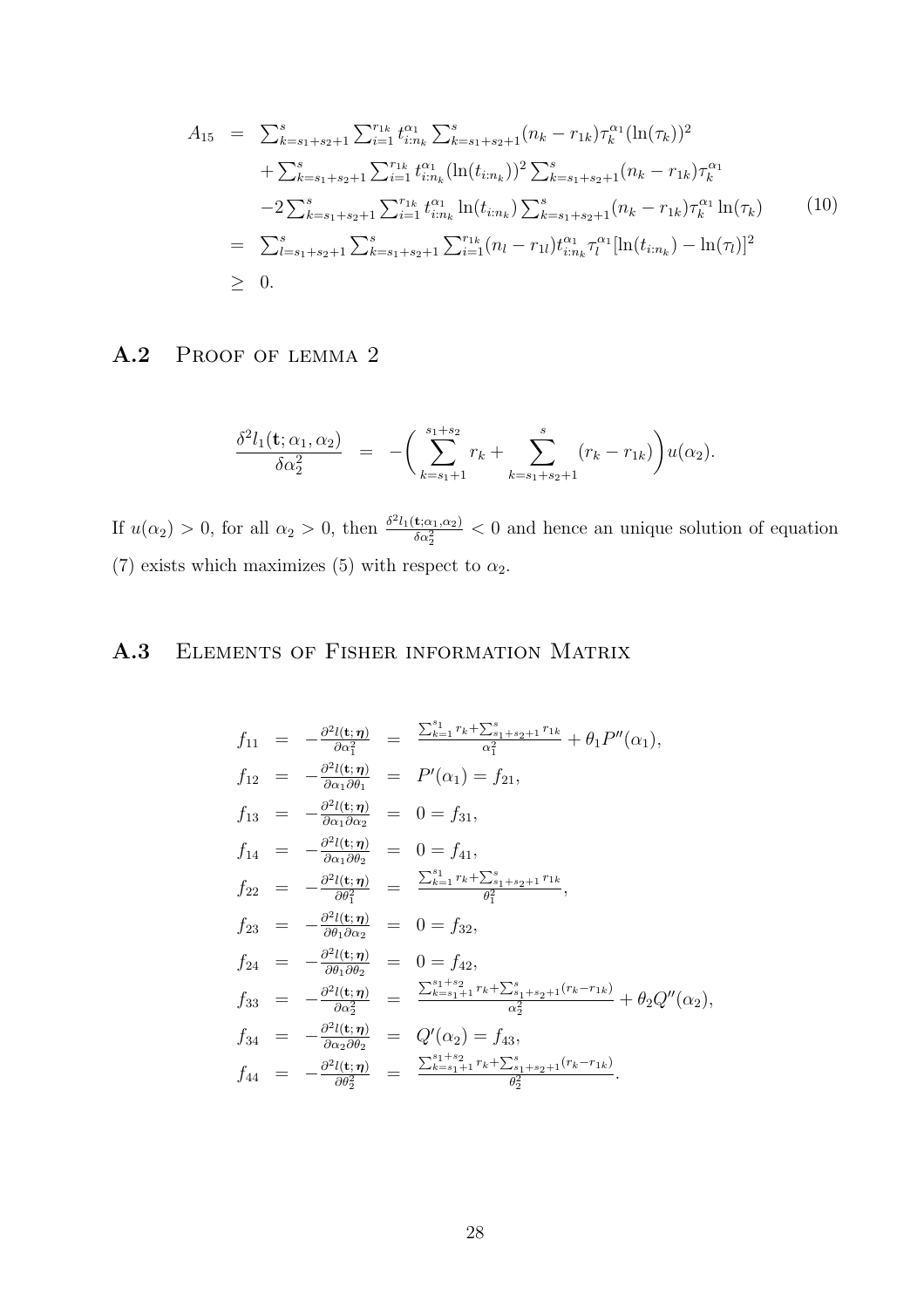$$
\begin{aligned}
A_{15} &= \textstyle\sum_{k=s_1+s_2+1}^{s} \sum_{i=1}^{r_{1k}} t_{i:n_k}^{\alpha_1} \sum_{k=s_1+s_2+1}^{s} (n_k - r_{1k}) \tau_k^{\alpha_1} (\ln(\tau_k))^2 \\
&\quad + \textstyle\sum_{k=s_1+s_2+1}^{s} \sum_{i=1}^{r_{1k}} t_{i:n_k}^{\alpha_1} (\ln(t_{i:n_k}))^2 \sum_{k=s_1+s_2+1}^{s} (n_k - r_{1k}) \tau_k^{\alpha_1} \\
&\quad - 2 \textstyle\sum_{k=s_1+s_2+1}^{s} \sum_{i=1}^{r_{1k}} t_{i:n_k}^{\alpha_1} \ln(t_{i:n_k}) \sum_{k=s_1+s_2+1}^{s} (n_k - r_{1k}) \tau_k^{\alpha_1} \ln(\tau_k) \qquad (10) \\
&= \textstyle\sum_{l=s_1+s_2+1}^{s} \sum_{k=s_1+s_2+1}^{s} \sum_{i=1}^{r_{1k}} (n_l - r_{1l}) t_{i:n_k}^{\alpha_1} \tau_l^{\alpha_1} [\ln(t_{i:n_k}) - \ln(\tau_l)]^2 \\
&\geq 0.
\end{aligned}
$$

## A.2 Proof of lemma 2

$$
\frac{\delta^2 l_1(\mathbf{t}; \alpha_1, \alpha_2)}{\delta \alpha_2^2} = -\bigg( \sum_{k=s_1+1}^{s_1+s_2} r_k + \sum_{k=s_1+s_2+1}^{s} (r_k - r_{1k}) \bigg) u(\alpha_2).
$$

If $u(\alpha_2) > 0$, for all $\alpha_2 > 0$, then $\frac{\delta^2 l_1(\mathbf{t};\alpha_1,\alpha_2)}{\delta \alpha_2^2} < 0$ and hence an unique solution of equation (7) exists which maximizes (5) with respect to $\alpha_2$.

## A.3 Elements of Fisher information Matrix

$$
\begin{aligned}
f_{11} &= -\tfrac{\partial^2 l(\mathbf{t};\boldsymbol{\eta})}{\partial \alpha_1^2} = \tfrac{\sum_{k=1}^{s_1} r_k + \sum_{s_1+s_2+1}^{s} r_{1k}}{\alpha_1^2} + \theta_1 P''(\alpha_1), \\
f_{12} &= -\tfrac{\partial^2 l(\mathbf{t};\boldsymbol{\eta})}{\partial \alpha_1 \partial \theta_1} = P'(\alpha_1) = f_{21}, \\
f_{13} &= -\tfrac{\partial^2 l(\mathbf{t};\boldsymbol{\eta})}{\partial \alpha_1 \partial \alpha_2} = 0 = f_{31}, \\
f_{14} &= -\tfrac{\partial^2 l(\mathbf{t};\boldsymbol{\eta})}{\partial \alpha_1 \partial \theta_2} = 0 = f_{41}, \\
f_{22} &= -\tfrac{\partial^2 l(\mathbf{t};\boldsymbol{\eta})}{\partial \theta_1^2} = \tfrac{\sum_{k=1}^{s_1} r_k + \sum_{s_1+s_2+1}^{s} r_{1k}}{\theta_1^2}, \\
f_{23} &= -\tfrac{\partial^2 l(\mathbf{t};\boldsymbol{\eta})}{\partial \theta_1 \partial \alpha_2} = 0 = f_{32}, \\
f_{24} &= -\tfrac{\partial^2 l(\mathbf{t};\boldsymbol{\eta})}{\partial \theta_1 \partial \theta_2} = 0 = f_{42}, \\
f_{33} &= -\tfrac{\partial^2 l(\mathbf{t};\boldsymbol{\eta})}{\partial \alpha_2^2} = \tfrac{\sum_{k=s_1+1}^{s_1+s_2} r_k + \sum_{s_1+s_2+1}^{s} (r_k - r_{1k})}{\alpha_2^2} + \theta_2 Q''(\alpha_2), \\
f_{34} &= -\tfrac{\partial^2 l(\mathbf{t};\boldsymbol{\eta})}{\partial \alpha_2 \partial \theta_2} = Q'(\alpha_2) = f_{43}, \\
f_{44} &= -\tfrac{\partial^2 l(\mathbf{t};\boldsymbol{\eta})}{\partial \theta_2^2} = \tfrac{\sum_{k=s_1+1}^{s_1+s_2} r_k + \sum_{s_1+s_2+1}^{s} (r_k - r_{1k})}{\theta_2^2}.
\end{aligned}
$$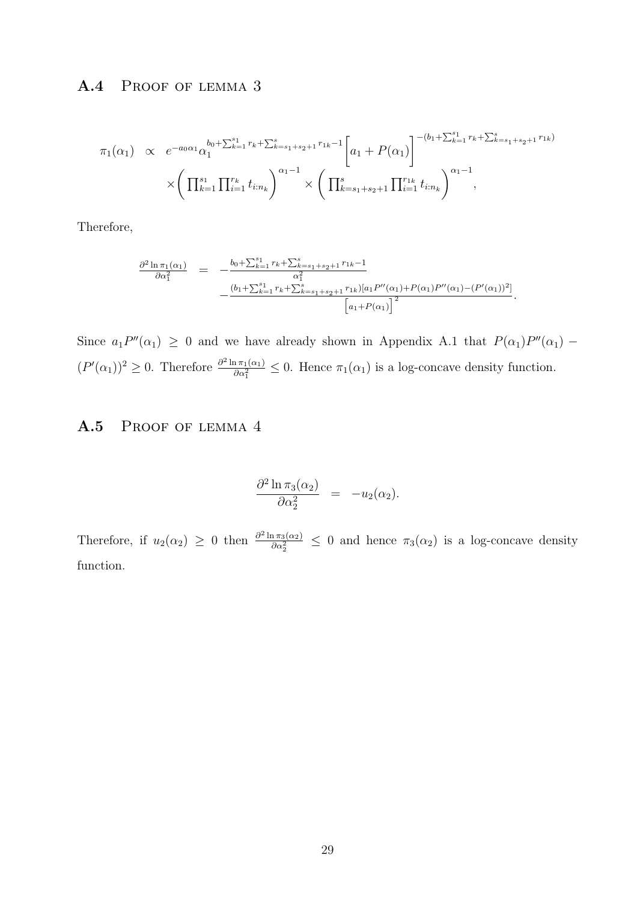## A.4 Proof of lemma 3

$$
\begin{aligned}
\pi_1(\alpha_1) \;\propto\; & e^{-a_0\alpha_1}\alpha_1^{b_0+\sum_{k=1}^{s_1} r_k+\sum_{k=s_1+s_2+1}^{s} r_{1k}-1}\bigg[a_1+P(\alpha_1)\bigg]^{-(b_1+\sum_{k=1}^{s_1} r_k+\sum_{k=s_1+s_2+1}^{s} r_{1k})} \\
& \times\bigg(\prod_{k=1}^{s_1}\prod_{i=1}^{r_k} t_{i:n_k}\bigg)^{\alpha_1-1}\times\bigg(\prod_{k=s_1+s_2+1}^{s}\prod_{i=1}^{r_{1k}} t_{i:n_k}\bigg)^{\alpha_1-1},
\end{aligned}
$$

Therefore,

$$
\begin{aligned}
\frac{\partial^2 \ln \pi_1(\alpha_1)}{\partial \alpha_1^2} \;=\; & -\frac{b_0+\sum_{k=1}^{s_1} r_k+\sum_{k=s_1+s_2+1}^{s} r_{1k}-1}{\alpha_1^2} \\
& -\frac{(b_1+\sum_{k=1}^{s_1} r_k+\sum_{k=s_1+s_2+1}^{s} r_{1k})[a_1P''(\alpha_1)+P(\alpha_1)P''(\alpha_1)-(P'(\alpha_1))^2]}{\Big[a_1+P(\alpha_1)\Big]^2}.
\end{aligned}
$$

Since $a_1P''(\alpha_1)\geq 0$ and we have already shown in Appendix A.1 that $P(\alpha_1)P''(\alpha_1)-(P'(\alpha_1))^2\geq 0$. Therefore $\frac{\partial^2 \ln \pi_1(\alpha_1)}{\partial \alpha_1^2}\leq 0$. Hence $\pi_1(\alpha_1)$ is a log-concave density function.

## A.5 Proof of lemma 4

$$
\frac{\partial^2 \ln \pi_3(\alpha_2)}{\partial \alpha_2^2} \;=\; -u_2(\alpha_2).
$$

Therefore, if $u_2(\alpha_2)\geq 0$ then $\frac{\partial^2 \ln \pi_3(\alpha_2)}{\partial \alpha_2^2}\leq 0$ and hence $\pi_3(\alpha_2)$ is a log-concave density function.